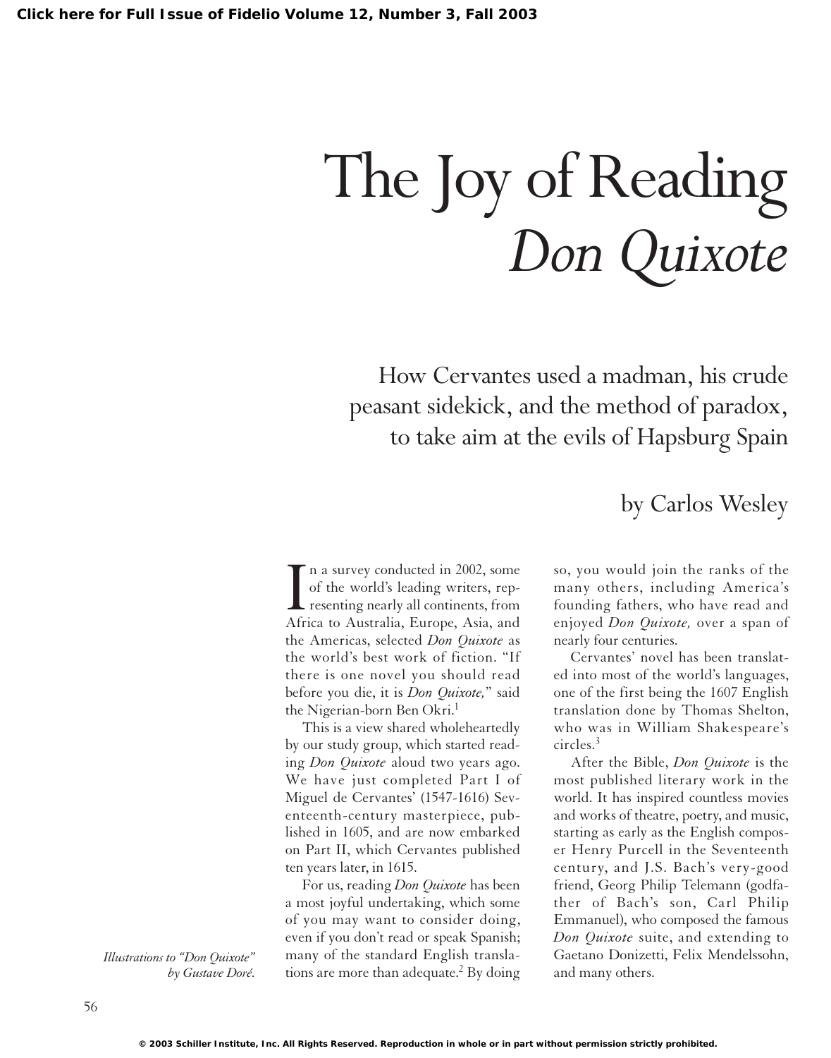# The Joy of Reading *Don Quixote*

## How Cervantes used a madman, his crude peasant sidekick, and the method of paradox, to take aim at the evils of Hapsburg Spain

### by Carlos Wesley

*Illustrations to "Don Quixote" by Gustave Doré.*

In a survey conducted in 2002, some of the world's leading writers, representing nearly all continents, from Africa to Australia, Europe, Asia, and the Americas, selected *Don Quixote* as the world's best work of fiction. "If there is one novel you should read before you die, it is *Don Quixote,*" said the Nigerian-born Ben Okri.[1]

This is a view shared wholeheartedly by our study group, which started reading *Don Quixote* aloud two years ago. We have just completed Part I of Miguel de Cervantes' (1547-1616) Seventeenth-century masterpiece, published in 1605, and are now embarked on Part II, which Cervantes published ten years later, in 1615.

For us, reading *Don Quixote* has been a most joyful undertaking, which some of you may want to consider doing, even if you don't read or speak Spanish; many of the standard English translations are more than adequate.[2] By doing so, you would join the ranks of the many others, including America's founding fathers, who have read and enjoyed *Don Quixote,* over a span of nearly four centuries.

Cervantes' novel has been translated into most of the world's languages, one of the first being the 1607 English translation done by Thomas Shelton, who was in William Shakespeare's circles.[3]

After the Bible, *Don Quixote* is the most published literary work in the world. It has inspired countless movies and works of theatre, poetry, and music, starting as early as the English composer Henry Purcell in the Seventeenth century, and J.S. Bach's very-good friend, Georg Philip Telemann (godfather of Bach's son, Carl Philip Emmanuel), who composed the famous *Don Quixote* suite, and extending to Gaetano Donizetti, Felix Mendelssohn, and many others.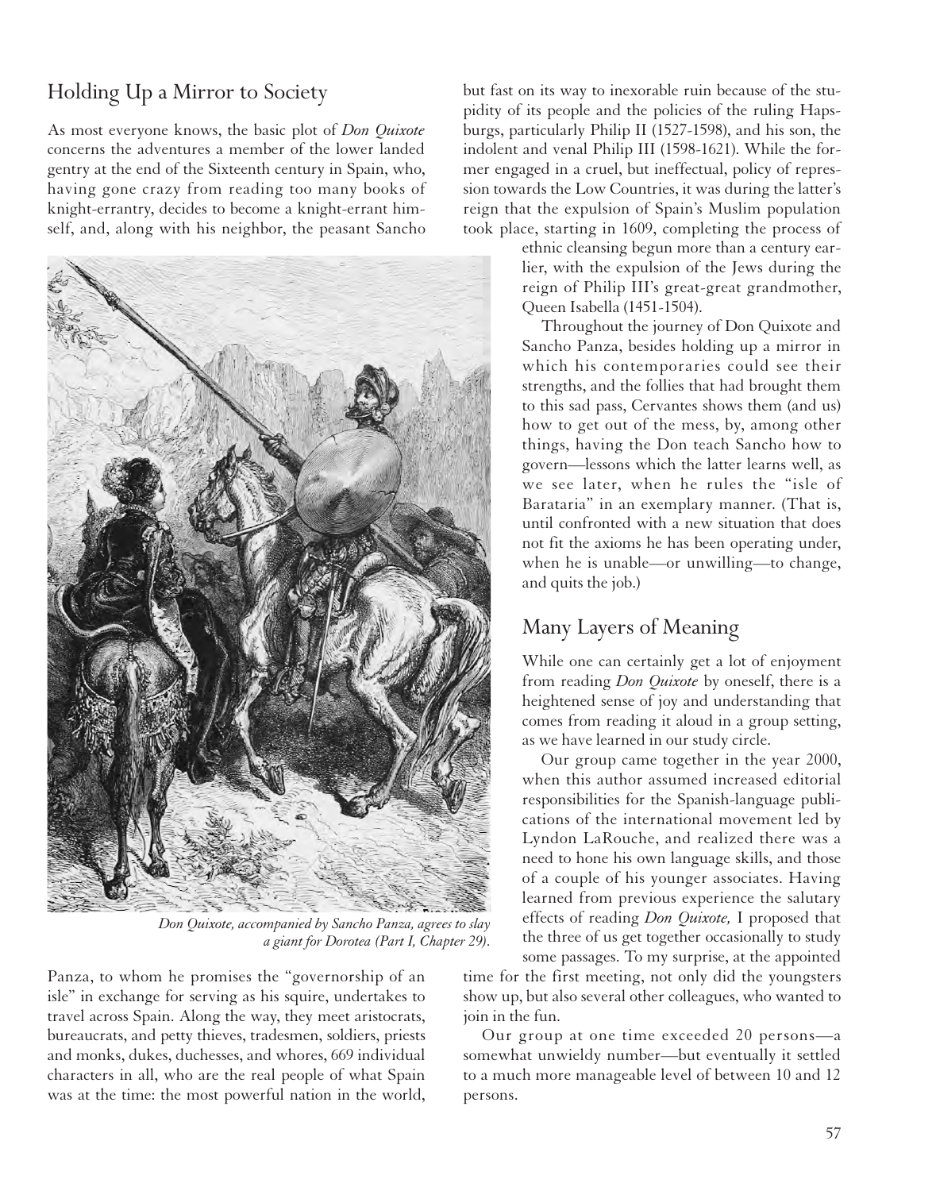## Holding Up a Mirror to Society

As most everyone knows, the basic plot of *Don Quixote* concerns the adventures a member of the lower landed gentry at the end of the Sixteenth century in Spain, who, having gone crazy from reading too many books of knight-errantry, decides to become a knight-errant himself, and, along with his neighbor, the peasant Sancho Panza, to whom he promises the "governorship of an isle" in exchange for serving as his squire, undertakes to travel across Spain. Along the way, they meet aristocrats, bureaucrats, and petty thieves, tradesmen, soldiers, priests and monks, dukes, duchesses, and whores, 669 individual characters in all, who are the real people of what Spain was at the time: the most powerful nation in the world, but fast on its way to inexorable ruin because of the stupidity of its people and the policies of the ruling Hapsburgs, particularly Philip II (1527-1598), and his son, the indolent and venal Philip III (1598-1621). While the former engaged in a cruel, but ineffectual, policy of repression towards the Low Countries, it was during the latter's reign that the expulsion of Spain's Muslim population took place, starting in 1609, completing the process of ethnic cleansing begun more than a century earlier, with the expulsion of the Jews during the reign of Philip III's great-great grandmother, Queen Isabella (1451-1504).

*Don Quixote, accompanied by Sancho Panza, agrees to slay a giant for Dorotea (Part I, Chapter 29).*

Throughout the journey of Don Quixote and Sancho Panza, besides holding up a mirror in which his contemporaries could see their strengths, and the follies that had brought them to this sad pass, Cervantes shows them (and us) how to get out of the mess, by, among other things, having the Don teach Sancho how to govern—lessons which the latter learns well, as we see later, when he rules the "isle of Barataria" in an exemplary manner. (That is, until confronted with a new situation that does not fit the axioms he has been operating under, when he is unable—or unwilling—to change, and quits the job.)

## Many Layers of Meaning

While one can certainly get a lot of enjoyment from reading *Don Quixote* by oneself, there is a heightened sense of joy and understanding that comes from reading it aloud in a group setting, as we have learned in our study circle.

Our group came together in the year 2000, when this author assumed increased editorial responsibilities for the Spanish-language publications of the international movement led by Lyndon LaRouche, and realized there was a need to hone his own language skills, and those of a couple of his younger associates. Having learned from previous experience the salutary effects of reading *Don Quixote,* I proposed that the three of us get together occasionally to study some passages. To my surprise, at the appointed time for the first meeting, not only did the youngsters show up, but also several other colleagues, who wanted to join in the fun.

Our group at one time exceeded 20 persons—a somewhat unwieldy number—but eventually it settled to a much more manageable level of between 10 and 12 persons.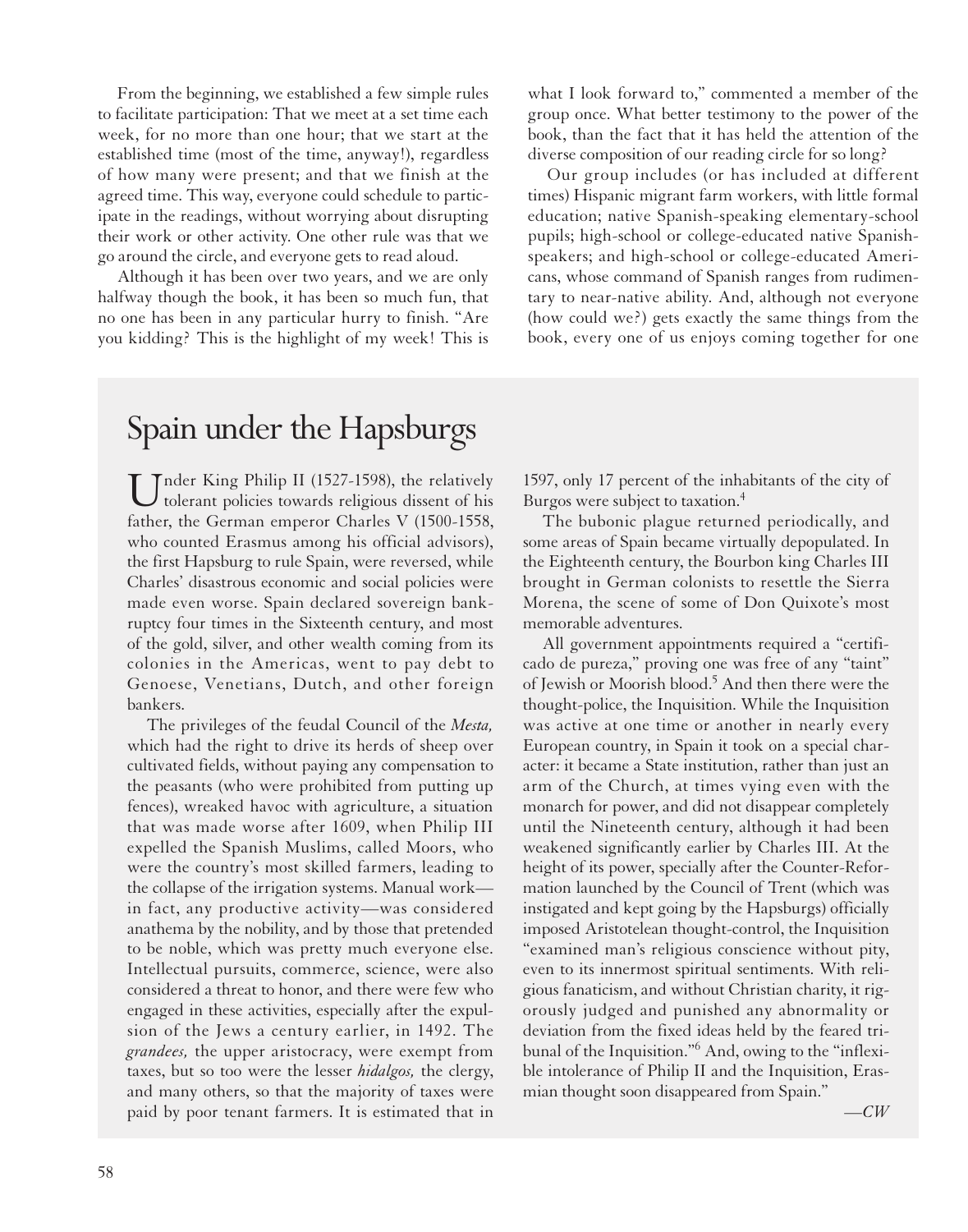From the beginning, we established a few simple rules to facilitate participation: That we meet at a set time each week, for no more than one hour; that we start at the established time (most of the time, anyway!), regardless of how many were present; and that we finish at the agreed time. This way, everyone could schedule to participate in the readings, without worrying about disrupting their work or other activity. One other rule was that we go around the circle, and everyone gets to read aloud.

Although it has been over two years, and we are only halfway though the book, it has been so much fun, that no one has been in any particular hurry to finish. "Are you kidding? This is the highlight of my week! This is what I look forward to," commented a member of the group once. What better testimony to the power of the book, than the fact that it has held the attention of the diverse composition of our reading circle for so long?

Our group includes (or has included at different times) Hispanic migrant farm workers, with little formal education; native Spanish-speaking elementary-school pupils; high-school or college-educated native Spanish-speakers; and high-school or college-educated Americans, whose command of Spanish ranges from rudimentary to near-native ability. And, although not everyone (how could we?) gets exactly the same things from the book, every one of us enjoys coming together for one

## Spain under the Hapsburgs

Under King Philip II (1527-1598), the relatively tolerant policies towards religious dissent of his father, the German emperor Charles V (1500-1558, who counted Erasmus among his official advisors), the first Hapsburg to rule Spain, were reversed, while Charles' disastrous economic and social policies were made even worse. Spain declared sovereign bankruptcy four times in the Sixteenth century, and most of the gold, silver, and other wealth coming from its colonies in the Americas, went to pay debt to Genoese, Venetians, Dutch, and other foreign bankers.

The privileges of the feudal Council of the *Mesta,* which had the right to drive its herds of sheep over cultivated fields, without paying any compensation to the peasants (who were prohibited from putting up fences), wreaked havoc with agriculture, a situation that was made worse after 1609, when Philip III expelled the Spanish Muslims, called Moors, who were the country's most skilled farmers, leading to the collapse of the irrigation systems. Manual work—in fact, any productive activity—was considered anathema by the nobility, and by those that pretended to be noble, which was pretty much everyone else. Intellectual pursuits, commerce, science, were also considered a threat to honor, and there were few who engaged in these activities, especially after the expulsion of the Jews a century earlier, in 1492. The *grandees,* the upper aristocracy, were exempt from taxes, but so too were the lesser *hidalgos,* the clergy, and many others, so that the majority of taxes were paid by poor tenant farmers. It is estimated that in 1597, only 17 percent of the inhabitants of the city of Burgos were subject to taxation.[4]

The bubonic plague returned periodically, and some areas of Spain became virtually depopulated. In the Eighteenth century, the Bourbon king Charles III brought in German colonists to resettle the Sierra Morena, the scene of some of Don Quixote's most memorable adventures.

All government appointments required a "certificado de pureza," proving one was free of any "taint" of Jewish or Moorish blood.[5] And then there were the thought-police, the Inquisition. While the Inquisition was active at one time or another in nearly every European country, in Spain it took on a special character: it became a State institution, rather than just an arm of the Church, at times vying even with the monarch for power, and did not disappear completely until the Nineteenth century, although it had been weakened significantly earlier by Charles III. At the height of its power, specially after the Counter-Reformation launched by the Council of Trent (which was instigated and kept going by the Hapsburgs) officially imposed Aristotelean thought-control, the Inquisition "examined man's religious conscience without pity, even to its innermost spiritual sentiments. With religious fanaticism, and without Christian charity, it rigorously judged and punished any abnormality or deviation from the fixed ideas held by the feared tribunal of the Inquisition."[6] And, owing to the "inflexible intolerance of Philip II and the Inquisition, Erasmian thought soon disappeared from Spain."

—*CW*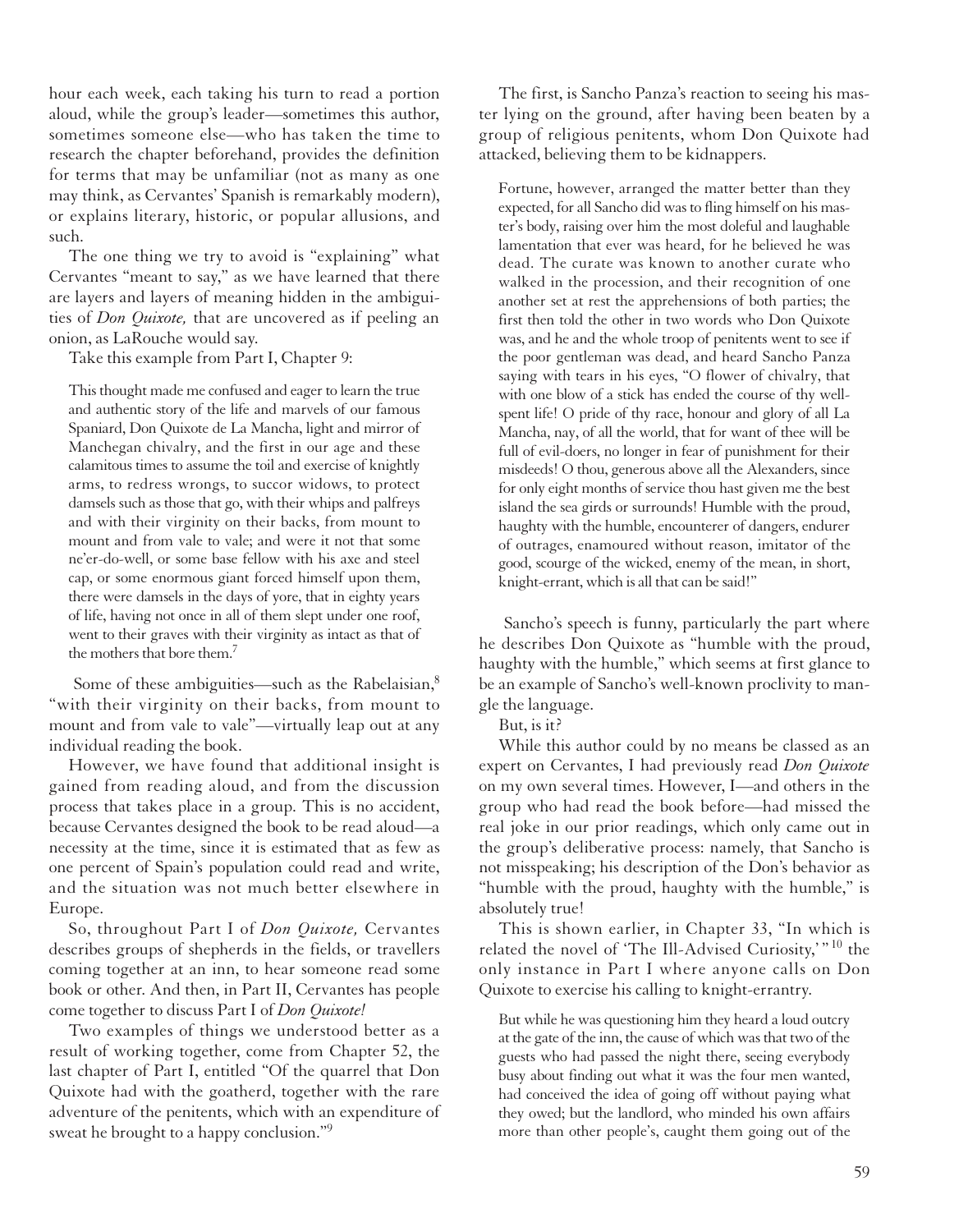hour each week, each taking his turn to read a portion aloud, while the group's leader—sometimes this author, sometimes someone else—who has taken the time to research the chapter beforehand, provides the definition for terms that may be unfamiliar (not as many as one may think, as Cervantes' Spanish is remarkably modern), or explains literary, historic, or popular allusions, and such.

The one thing we try to avoid is "explaining" what Cervantes "meant to say," as we have learned that there are layers and layers of meaning hidden in the ambiguities of *Don Quixote,* that are uncovered as if peeling an onion, as LaRouche would say.

Take this example from Part I, Chapter 9:

> This thought made me confused and eager to learn the true and authentic story of the life and marvels of our famous Spaniard, Don Quixote de La Mancha, light and mirror of Manchegan chivalry, and the first in our age and these calamitous times to assume the toil and exercise of knightly arms, to redress wrongs, to succor widows, to protect damsels such as those that go, with their whips and palfreys and with their virginity on their backs, from mount to mount and from vale to vale; and were it not that some ne'er-do-well, or some base fellow with his axe and steel cap, or some enormous giant forced himself upon them, there were damsels in the days of yore, that in eighty years of life, having not once in all of them slept under one roof, went to their graves with their virginity as intact as that of the mothers that bore them.[7]

Some of these ambiguities—such as the Rabelaisian,[8] "with their virginity on their backs, from mount to mount and from vale to vale"—virtually leap out at any individual reading the book.

However, we have found that additional insight is gained from reading aloud, and from the discussion process that takes place in a group. This is no accident, because Cervantes designed the book to be read aloud—a necessity at the time, since it is estimated that as few as one percent of Spain's population could read and write, and the situation was not much better elsewhere in Europe.

So, throughout Part I of *Don Quixote,* Cervantes describes groups of shepherds in the fields, or travellers coming together at an inn, to hear someone read some book or other. And then, in Part II, Cervantes has people come together to discuss Part I of *Don Quixote!*

Two examples of things we understood better as a result of working together, come from Chapter 52, the last chapter of Part I, entitled "Of the quarrel that Don Quixote had with the goatherd, together with the rare adventure of the penitents, which with an expenditure of sweat he brought to a happy conclusion."[9]

The first, is Sancho Panza's reaction to seeing his master lying on the ground, after having been beaten by a group of religious penitents, whom Don Quixote had attacked, believing them to be kidnappers.

> Fortune, however, arranged the matter better than they expected, for all Sancho did was to fling himself on his master's body, raising over him the most doleful and laughable lamentation that ever was heard, for he believed he was dead. The curate was known to another curate who walked in the procession, and their recognition of one another set at rest the apprehensions of both parties; the first then told the other in two words who Don Quixote was, and he and the whole troop of penitents went to see if the poor gentleman was dead, and heard Sancho Panza saying with tears in his eyes, "O flower of chivalry, that with one blow of a stick has ended the course of thy well-spent life! O pride of thy race, honour and glory of all La Mancha, nay, of all the world, that for want of thee will be full of evil-doers, no longer in fear of punishment for their misdeeds! O thou, generous above all the Alexanders, since for only eight months of service thou hast given me the best island the sea girds or surrounds! Humble with the proud, haughty with the humble, encounterer of dangers, endurer of outrages, enamoured without reason, imitator of the good, scourge of the wicked, enemy of the mean, in short, knight-errant, which is all that can be said!"

Sancho's speech is funny, particularly the part where he describes Don Quixote as "humble with the proud, haughty with the humble," which seems at first glance to be an example of Sancho's well-known proclivity to mangle the language.

But, is it?

While this author could by no means be classed as an expert on Cervantes, I had previously read *Don Quixote* on my own several times. However, I—and others in the group who had read the book before—had missed the real joke in our prior readings, which only came out in the group's deliberative process: namely, that Sancho is not misspeaking; his description of the Don's behavior as "humble with the proud, haughty with the humble," is absolutely true!

This is shown earlier, in Chapter 33, "In which is related the novel of 'The Ill-Advised Curiosity,'"[10] the only instance in Part I where anyone calls on Don Quixote to exercise his calling to knight-errantry.

> But while he was questioning him they heard a loud outcry at the gate of the inn, the cause of which was that two of the guests who had passed the night there, seeing everybody busy about finding out what it was the four men wanted, had conceived the idea of going off without paying what they owed; but the landlord, who minded his own affairs more than other people's, caught them going out of the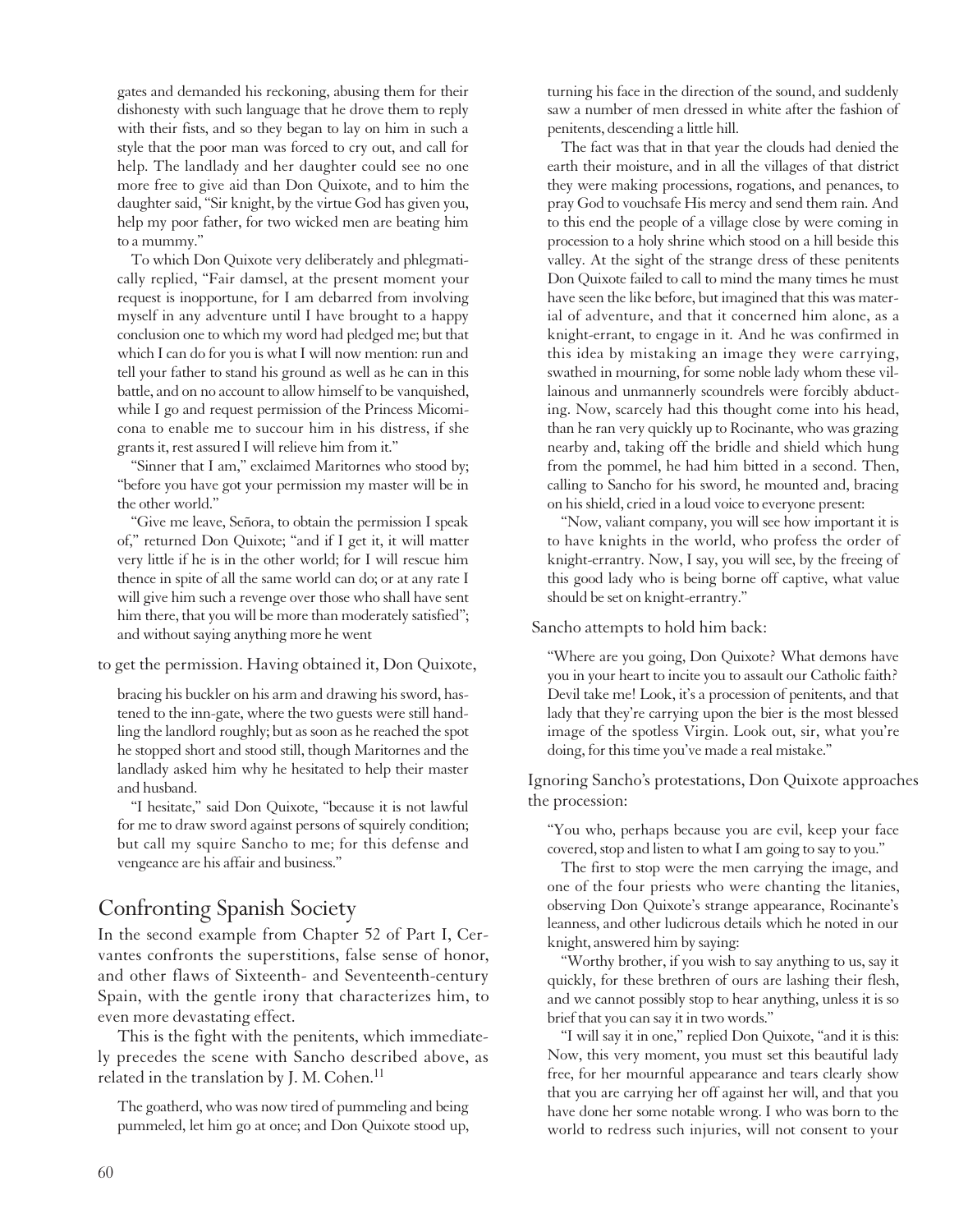> gates and demanded his reckoning, abusing them for their dishonesty with such language that he drove them to reply with their fists, and so they began to lay on him in such a style that the poor man was forced to cry out, and call for help. The landlady and her daughter could see no one more free to give aid than Don Quixote, and to him the daughter said, "Sir knight, by the virtue God has given you, help my poor father, for two wicked men are beating him to a mummy."
>
> To which Don Quixote very deliberately and phlegmatically replied, "Fair damsel, at the present moment your request is inopportune, for I am debarred from involving myself in any adventure until I have brought to a happy conclusion one to which my word had pledged me; but that which I can do for you is what I will now mention: run and tell your father to stand his ground as well as he can in this battle, and on no account to allow himself to be vanquished, while I go and request permission of the Princess Micomicona to enable me to succour him in his distress, if she grants it, rest assured I will relieve him from it."
>
> "Sinner that I am," exclaimed Maritornes who stood by; "before you have got your permission my master will be in the other world."
>
> "Give me leave, Señora, to obtain the permission I speak of," returned Don Quixote; "and if I get it, it will matter very little if he is in the other world; for I will rescue him thence in spite of all the same world can do; or at any rate I will give him such a revenge over those who shall have sent him there, that you will be more than moderately satisfied"; and without saying anything more he went

to get the permission. Having obtained it, Don Quixote,

> bracing his buckler on his arm and drawing his sword, hastened to the inn-gate, where the two guests were still handling the landlord roughly; but as soon as he reached the spot he stopped short and stood still, though Maritornes and the landlady asked him why he hesitated to help their master and husband.
>
> "I hesitate," said Don Quixote, "because it is not lawful for me to draw sword against persons of squirely condition; but call my squire Sancho to me; for this defense and vengeance are his affair and business."

## Confronting Spanish Society

In the second example from Chapter 52 of Part I, Cervantes confronts the superstitions, false sense of honor, and other flaws of Sixteenth- and Seventeenth-century Spain, with the gentle irony that characterizes him, to even more devastating effect.

This is the fight with the penitents, which immediately precedes the scene with Sancho described above, as related in the translation by J. M. Cohen.[11]

> The goatherd, who was now tired of pummeling and being pummeled, let him go at once; and Don Quixote stood up, turning his face in the direction of the sound, and suddenly saw a number of men dressed in white after the fashion of penitents, descending a little hill.
>
> The fact was that in that year the clouds had denied the earth their moisture, and in all the villages of that district they were making processions, rogations, and penances, to pray God to vouchsafe His mercy and send them rain. And to this end the people of a village close by were coming in procession to a holy shrine which stood on a hill beside this valley. At the sight of the strange dress of these penitents Don Quixote failed to call to mind the many times he must have seen the like before, but imagined that this was material of adventure, and that it concerned him alone, as a knight-errant, to engage in it. And he was confirmed in this idea by mistaking an image they were carrying, swathed in mourning, for some noble lady whom these villainous and unmannerly scoundrels were forcibly abducting. Now, scarcely had this thought come into his head, than he ran very quickly up to Rocinante, who was grazing nearby and, taking off the bridle and shield which hung from the pommel, he had him bitted in a second. Then, calling to Sancho for his sword, he mounted and, bracing on his shield, cried in a loud voice to everyone present:
>
> "Now, valiant company, you will see how important it is to have knights in the world, who profess the order of knight-errantry. Now, I say, you will see, by the freeing of this good lady who is being borne off captive, what value should be set on knight-errantry."

Sancho attempts to hold him back:

> "Where are you going, Don Quixote? What demons have you in your heart to incite you to assault our Catholic faith? Devil take me! Look, it's a procession of penitents, and that lady that they're carrying upon the bier is the most blessed image of the spotless Virgin. Look out, sir, what you're doing, for this time you've made a real mistake."

Ignoring Sancho's protestations, Don Quixote approaches the procession:

> "You who, perhaps because you are evil, keep your face covered, stop and listen to what I am going to say to you."
>
> The first to stop were the men carrying the image, and one of the four priests who were chanting the litanies, observing Don Quixote's strange appearance, Rocinante's leanness, and other ludicrous details which he noted in our knight, answered him by saying:
>
> "Worthy brother, if you wish to say anything to us, say it quickly, for these brethren of ours are lashing their flesh, and we cannot possibly stop to hear anything, unless it is so brief that you can say it in two words."
>
> "I will say it in one," replied Don Quixote, "and it is this: Now, this very moment, you must set this beautiful lady free, for her mournful appearance and tears clearly show that you are carrying her off against her will, and that you have done her some notable wrong. I who was born to the world to redress such injuries, will not consent to your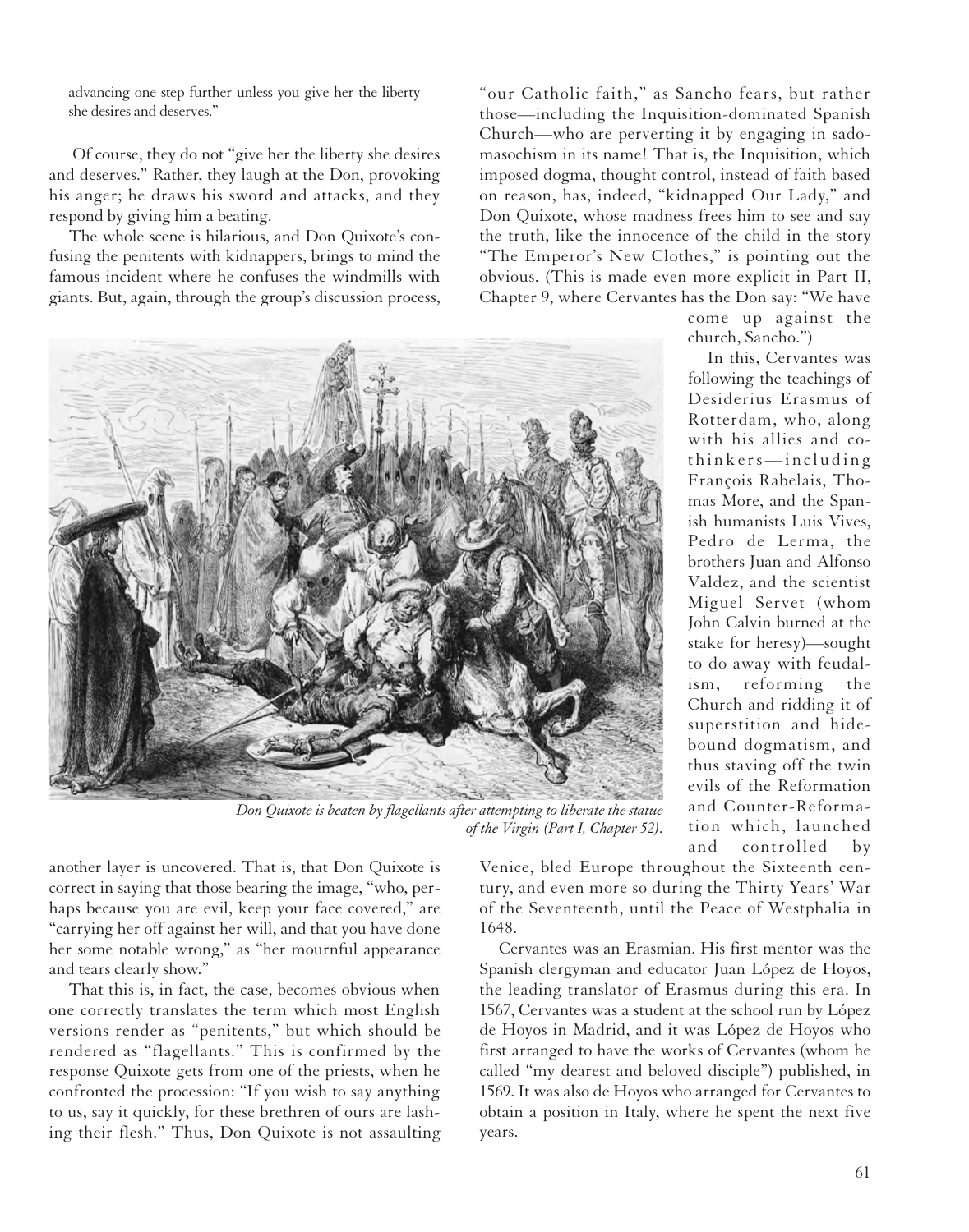advancing one step further unless you give her the liberty she desires and deserves."

Of course, they do not "give her the liberty she desires and deserves." Rather, they laugh at the Don, provoking his anger; he draws his sword and attacks, and they respond by giving him a beating.

The whole scene is hilarious, and Don Quixote's confusing the penitents with kidnappers, brings to mind the famous incident where he confuses the windmills with giants. But, again, through the group's discussion process, another layer is uncovered. That is, that Don Quixote is correct in saying that those bearing the image, "who, perhaps because you are evil, keep your face covered," are "carrying her off against her will, and that you have done her some notable wrong," as "her mournful appearance and tears clearly show."

That this is, in fact, the case, becomes obvious when one correctly translates the term which most English versions render as "penitents," but which should be rendered as "flagellants." This is confirmed by the response Quixote gets from one of the priests, when he confronted the procession: "If you wish to say anything to us, say it quickly, for these brethren of ours are lashing their flesh." Thus, Don Quixote is not assaulting "our Catholic faith," as Sancho fears, but rather those—including the Inquisition-dominated Spanish Church—who are perverting it by engaging in sadomasochism in its name! That is, the Inquisition, which imposed dogma, thought control, instead of faith based on reason, has, indeed, "kidnapped Our Lady," and Don Quixote, whose madness frees him to see and say the truth, like the innocence of the child in the story "The Emperor's New Clothes," is pointing out the obvious. (This is made even more explicit in Part II, Chapter 9, where Cervantes has the Don say: "We have come up against the church, Sancho.")

*Don Quixote is beaten by flagellants after attempting to liberate the statue of the Virgin (Part I, Chapter 52).*

In this, Cervantes was following the teachings of Desiderius Erasmus of Rotterdam, who, along with his allies and co-thinkers—including François Rabelais, Thomas More, and the Spanish humanists Luis Vives, Pedro de Lerma, the brothers Juan and Alfonso Valdez, and the scientist Miguel Servet (whom John Calvin burned at the stake for heresy)—sought to do away with feudalism, reforming the Church and ridding it of superstition and hide-bound dogmatism, and thus staving off the twin evils of the Reformation and Counter-Reformation which, launched and controlled by Venice, bled Europe throughout the Sixteenth century, and even more so during the Thirty Years' War of the Seventeenth, until the Peace of Westphalia in 1648.

Cervantes was an Erasmian. His first mentor was the Spanish clergyman and educator Juan López de Hoyos, the leading translator of Erasmus during this era. In 1567, Cervantes was a student at the school run by López de Hoyos in Madrid, and it was López de Hoyos who first arranged to have the works of Cervantes (whom he called "my dearest and beloved disciple") published, in 1569. It was also de Hoyos who arranged for Cervantes to obtain a position in Italy, where he spent the next five years.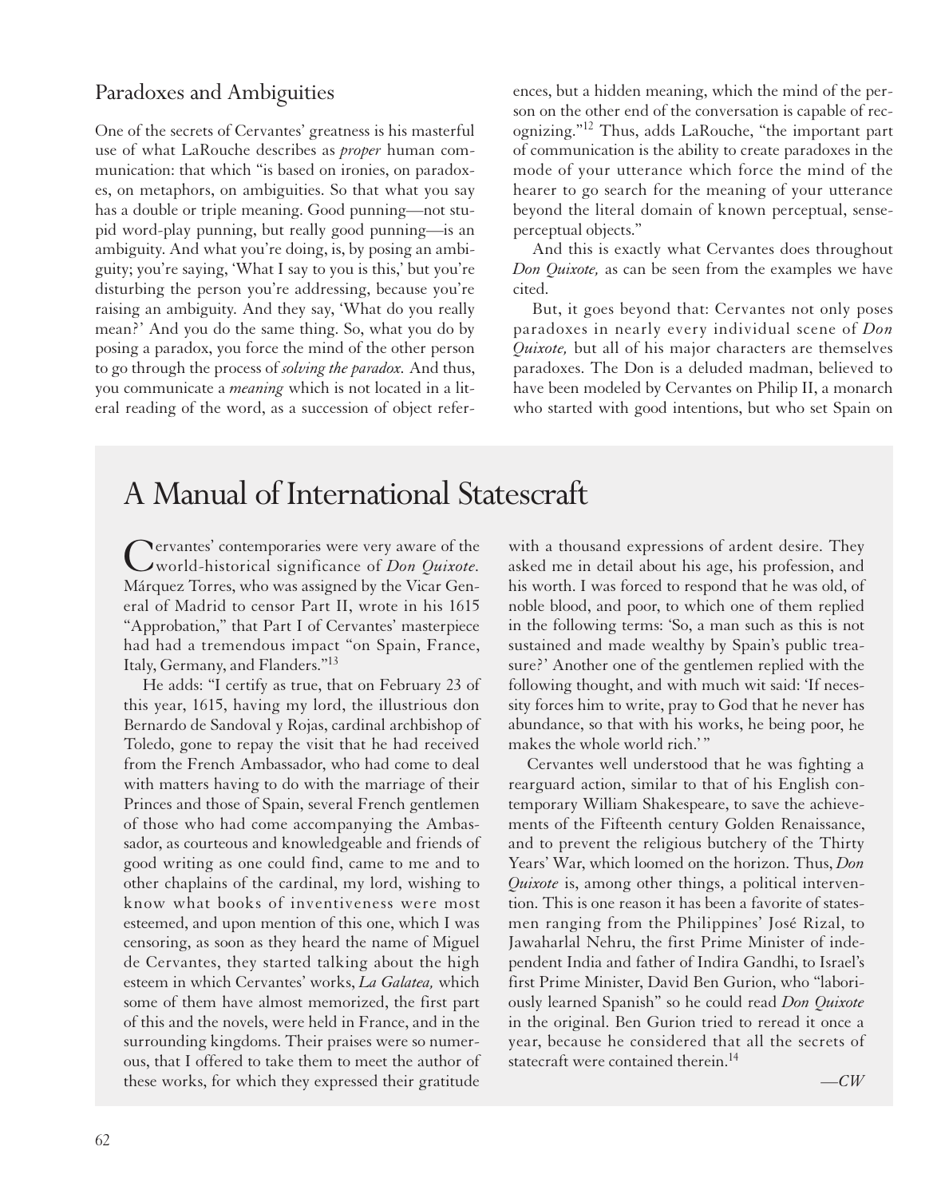## Paradoxes and Ambiguities

One of the secrets of Cervantes' greatness is his masterful use of what LaRouche describes as *proper* human communication: that which "is based on ironies, on paradoxes, on metaphors, on ambiguities. So that what you say has a double or triple meaning. Good punning—not stupid word-play punning, but really good punning—is an ambiguity. And what you're doing, is, by posing an ambiguity; you're saying, 'What I say to you is this,' but you're disturbing the person you're addressing, because you're raising an ambiguity. And they say, 'What do you really mean?' And you do the same thing. So, what you do by posing a paradox, you force the mind of the other person to go through the process of *solving the paradox.* And thus, you communicate a *meaning* which is not located in a literal reading of the word, as a succession of object references, but a hidden meaning, which the mind of the person on the other end of the conversation is capable of recognizing."[12] Thus, adds LaRouche, "the important part of communication is the ability to create paradoxes in the mode of your utterance which force the mind of the hearer to go search for the meaning of your utterance beyond the literal domain of known perceptual, sense-perceptual objects."

And this is exactly what Cervantes does throughout *Don Quixote,* as can be seen from the examples we have cited.

But, it goes beyond that: Cervantes not only poses paradoxes in nearly every individual scene of *Don Quixote,* but all of his major characters are themselves paradoxes. The Don is a deluded madman, believed to have been modeled by Cervantes on Philip II, a monarch who started with good intentions, but who set Spain on

# A Manual of International Statescraft

Cervantes' contemporaries were very aware of the world-historical significance of *Don Quixote.* Márquez Torres, who was assigned by the Vicar General of Madrid to censor Part II, wrote in his 1615 "Approbation," that Part I of Cervantes' masterpiece had had a tremendous impact "on Spain, France, Italy, Germany, and Flanders."[13]

He adds: "I certify as true, that on February 23 of this year, 1615, having my lord, the illustrious don Bernardo de Sandoval y Rojas, cardinal archbishop of Toledo, gone to repay the visit that he had received from the French Ambassador, who had come to deal with matters having to do with the marriage of their Princes and those of Spain, several French gentlemen of those who had come accompanying the Ambassador, as courteous and knowledgeable and friends of good writing as one could find, came to me and to other chaplains of the cardinal, my lord, wishing to know what books of inventiveness were most esteemed, and upon mention of this one, which I was censoring, as soon as they heard the name of Miguel de Cervantes, they started talking about the high esteem in which Cervantes' works, *La Galatea,* which some of them have almost memorized, the first part of this and the novels, were held in France, and in the surrounding kingdoms. Their praises were so numerous, that I offered to take them to meet the author of these works, for which they expressed their gratitude with a thousand expressions of ardent desire. They asked me in detail about his age, his profession, and his worth. I was forced to respond that he was old, of noble blood, and poor, to which one of them replied in the following terms: 'So, a man such as this is not sustained and made wealthy by Spain's public treasure?' Another one of the gentlemen replied with the following thought, and with much wit said: 'If necessity forces him to write, pray to God that he never has abundance, so that with his works, he being poor, he makes the whole world rich.' "

Cervantes well understood that he was fighting a rearguard action, similar to that of his English contemporary William Shakespeare, to save the achievements of the Fifteenth century Golden Renaissance, and to prevent the religious butchery of the Thirty Years' War, which loomed on the horizon. Thus, *Don Quixote* is, among other things, a political intervention. This is one reason it has been a favorite of statesmen ranging from the Philippines' José Rizal, to Jawaharlal Nehru, the first Prime Minister of independent India and father of Indira Gandhi, to Israel's first Prime Minister, David Ben Gurion, who "laboriously learned Spanish" so he could read *Don Quixote* in the original. Ben Gurion tried to reread it once a year, because he considered that all the secrets of statecraft were contained therein.[14]

—*CW*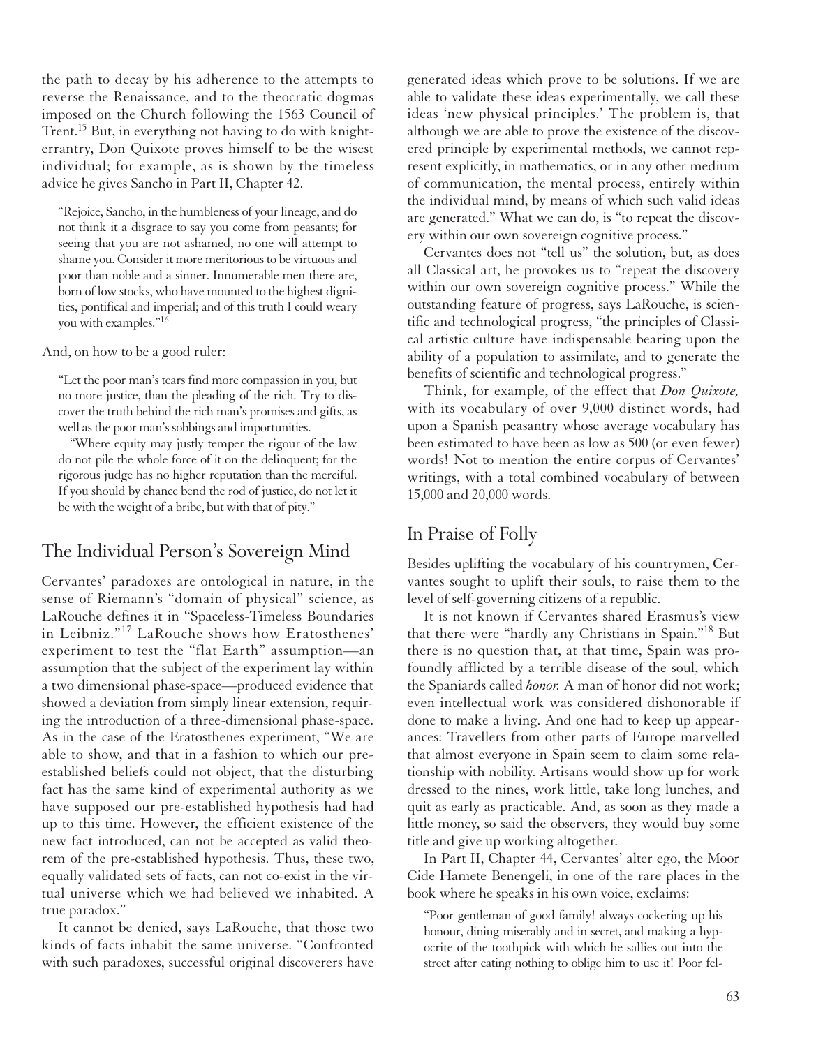the path to decay by his adherence to the attempts to reverse the Renaissance, and to the theocratic dogmas imposed on the Church following the 1563 Council of Trent.[15] But, in everything not having to do with knight-errantry, Don Quixote proves himself to be the wisest individual; for example, as is shown by the timeless advice he gives Sancho in Part II, Chapter 42.

> "Rejoice, Sancho, in the humbleness of your lineage, and do not think it a disgrace to say you come from peasants; for seeing that you are not ashamed, no one will attempt to shame you. Consider it more meritorious to be virtuous and poor than noble and a sinner. Innumerable men there are, born of low stocks, who have mounted to the highest dignities, pontifical and imperial; and of this truth I could weary you with examples."[16]

And, on how to be a good ruler:

> "Let the poor man's tears find more compassion in you, but no more justice, than the pleading of the rich. Try to discover the truth behind the rich man's promises and gifts, as well as the poor man's sobbings and importunities.
>
> "Where equity may justly temper the rigour of the law do not pile the whole force of it on the delinquent; for the rigorous judge has no higher reputation than the merciful. If you should by chance bend the rod of justice, do not let it be with the weight of a bribe, but with that of pity."

## The Individual Person's Sovereign Mind

Cervantes' paradoxes are ontological in nature, in the sense of Riemann's "domain of physical" science, as LaRouche defines it in "Spaceless-Timeless Boundaries in Leibniz."[17] LaRouche shows how Eratosthenes' experiment to test the "flat Earth" assumption—an assumption that the subject of the experiment lay within a two dimensional phase-space—produced evidence that showed a deviation from simply linear extension, requiring the introduction of a three-dimensional phase-space. As in the case of the Eratosthenes experiment, "We are able to show, and that in a fashion to which our pre-established beliefs could not object, that the disturbing fact has the same kind of experimental authority as we have supposed our pre-established hypothesis had had up to this time. However, the efficient existence of the new fact introduced, can not be accepted as valid theorem of the pre-established hypothesis. Thus, these two, equally validated sets of facts, can not co-exist in the virtual universe which we had believed we inhabited. A true paradox."

It cannot be denied, says LaRouche, that those two kinds of facts inhabit the same universe. "Confronted with such paradoxes, successful original discoverers have generated ideas which prove to be solutions. If we are able to validate these ideas experimentally, we call these ideas 'new physical principles.' The problem is, that although we are able to prove the existence of the discovered principle by experimental methods, we cannot represent explicitly, in mathematics, or in any other medium of communication, the mental process, entirely within the individual mind, by means of which such valid ideas are generated." What we can do, is "to repeat the discovery within our own sovereign cognitive process."

Cervantes does not "tell us" the solution, but, as does all Classical art, he provokes us to "repeat the discovery within our own sovereign cognitive process." While the outstanding feature of progress, says LaRouche, is scientific and technological progress, "the principles of Classical artistic culture have indispensable bearing upon the ability of a population to assimilate, and to generate the benefits of scientific and technological progress."

Think, for example, of the effect that *Don Quixote,* with its vocabulary of over 9,000 distinct words, had upon a Spanish peasantry whose average vocabulary has been estimated to have been as low as 500 (or even fewer) words! Not to mention the entire corpus of Cervantes' writings, with a total combined vocabulary of between 15,000 and 20,000 words.

## In Praise of Folly

Besides uplifting the vocabulary of his countrymen, Cervantes sought to uplift their souls, to raise them to the level of self-governing citizens of a republic.

It is not known if Cervantes shared Erasmus's view that there were "hardly any Christians in Spain."[18] But there is no question that, at that time, Spain was profoundly afflicted by a terrible disease of the soul, which the Spaniards called *honor.* A man of honor did not work; even intellectual work was considered dishonorable if done to make a living. And one had to keep up appearances: Travellers from other parts of Europe marvelled that almost everyone in Spain seem to claim some relationship with nobility. Artisans would show up for work dressed to the nines, work little, take long lunches, and quit as early as practicable. And, as soon as they made a little money, so said the observers, they would buy some title and give up working altogether.

In Part II, Chapter 44, Cervantes' alter ego, the Moor Cide Hamete Benengeli, in one of the rare places in the book where he speaks in his own voice, exclaims:

> "Poor gentleman of good family! always cockering up his honour, dining miserably and in secret, and making a hypocrite of the toothpick with which he sallies out into the street after eating nothing to oblige him to use it! Poor fel-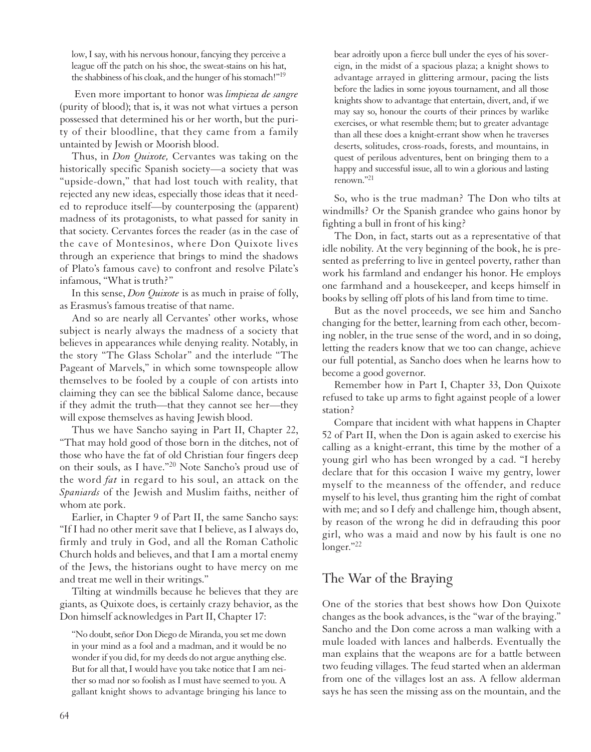low, I say, with his nervous honour, fancying they perceive a league off the patch on his shoe, the sweat-stains on his hat, the shabbiness of his cloak, and the hunger of his stomach!"[19]

Even more important to honor was *limpieza de sangre* (purity of blood); that is, it was not what virtues a person possessed that determined his or her worth, but the purity of their bloodline, that they came from a family untainted by Jewish or Moorish blood.

Thus, in *Don Quixote,* Cervantes was taking on the historically specific Spanish society—a society that was "upside-down," that had lost touch with reality, that rejected any new ideas, especially those ideas that it needed to reproduce itself—by counterposing the (apparent) madness of its protagonists, to what passed for sanity in that society. Cervantes forces the reader (as in the case of the cave of Montesinos, where Don Quixote lives through an experience that brings to mind the shadows of Plato's famous cave) to confront and resolve Pilate's infamous, "What is truth?"

In this sense, *Don Quixote* is as much in praise of folly, as Erasmus's famous treatise of that name.

And so are nearly all Cervantes' other works, whose subject is nearly always the madness of a society that believes in appearances while denying reality. Notably, in the story "The Glass Scholar" and the interlude "The Pageant of Marvels," in which some townspeople allow themselves to be fooled by a couple of con artists into claiming they can see the biblical Salome dance, because if they admit the truth—that they cannot see her—they will expose themselves as having Jewish blood.

Thus we have Sancho saying in Part II, Chapter 22, "That may hold good of those born in the ditches, not of those who have the fat of old Christian four fingers deep on their souls, as I have."[20] Note Sancho's proud use of the word *fat* in regard to his soul, an attack on the *Spaniards* of the Jewish and Muslim faiths, neither of whom ate pork.

Earlier, in Chapter 9 of Part II, the same Sancho says: "If I had no other merit save that I believe, as I always do, firmly and truly in God, and all the Roman Catholic Church holds and believes, and that I am a mortal enemy of the Jews, the historians ought to have mercy on me and treat me well in their writings."

Tilting at windmills because he believes that they are giants, as Quixote does, is certainly crazy behavior, as the Don himself acknowledges in Part II, Chapter 17:

> "No doubt, señor Don Diego de Miranda, you set me down in your mind as a fool and a madman, and it would be no wonder if you did, for my deeds do not argue anything else. But for all that, I would have you take notice that I am neither so mad nor so foolish as I must have seemed to you. A gallant knight shows to advantage bringing his lance to bear adroitly upon a fierce bull under the eyes of his sovereign, in the midst of a spacious plaza; a knight shows to advantage arrayed in glittering armour, pacing the lists before the ladies in some joyous tournament, and all those knights show to advantage that entertain, divert, and, if we may say so, honour the courts of their princes by warlike exercises, or what resemble them; but to greater advantage than all these does a knight-errant show when he traverses deserts, solitudes, cross-roads, forests, and mountains, in quest of perilous adventures, bent on bringing them to a happy and successful issue, all to win a glorious and lasting renown."[21]

So, who is the true madman? The Don who tilts at windmills? Or the Spanish grandee who gains honor by fighting a bull in front of his king?

The Don, in fact, starts out as a representative of that idle nobility. At the very beginning of the book, he is presented as preferring to live in genteel poverty, rather than work his farmland and endanger his honor. He employs one farmhand and a housekeeper, and keeps himself in books by selling off plots of his land from time to time.

But as the novel proceeds, we see him and Sancho changing for the better, learning from each other, becoming nobler, in the true sense of the word, and in so doing, letting the readers know that we too can change, achieve our full potential, as Sancho does when he learns how to become a good governor.

Remember how in Part I, Chapter 33, Don Quixote refused to take up arms to fight against people of a lower station?

Compare that incident with what happens in Chapter 52 of Part II, when the Don is again asked to exercise his calling as a knight-errant, this time by the mother of a young girl who has been wronged by a cad. "I hereby declare that for this occasion I waive my gentry, lower myself to the meanness of the offender, and reduce myself to his level, thus granting him the right of combat with me; and so I defy and challenge him, though absent, by reason of the wrong he did in defrauding this poor girl, who was a maid and now by his fault is one no longer."[22]

## The War of the Braying

One of the stories that best shows how Don Quixote changes as the book advances, is the "war of the braying." Sancho and the Don come across a man walking with a mule loaded with lances and halberds. Eventually the man explains that the weapons are for a battle between two feuding villages. The feud started when an alderman from one of the villages lost an ass. A fellow alderman says he has seen the missing ass on the mountain, and the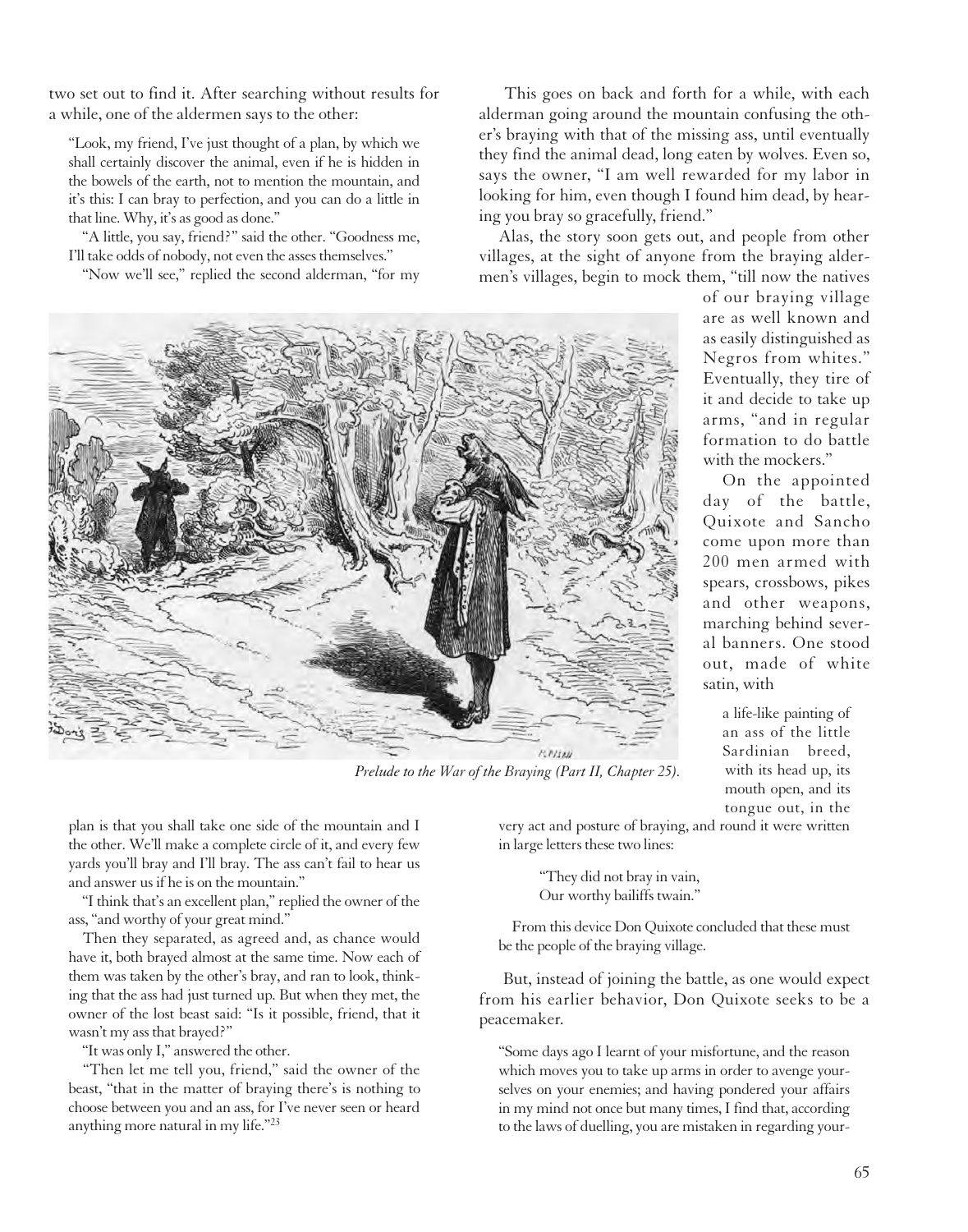two set out to find it. After searching without results for a while, one of the aldermen says to the other:

> "Look, my friend, I've just thought of a plan, by which we shall certainly discover the animal, even if he is hidden in the bowels of the earth, not to mention the mountain, and it's this: I can bray to perfection, and you can do a little in that line. Why, it's as good as done."
>
> "A little, you say, friend?" said the other. "Goodness me, I'll take odds of nobody, not even the asses themselves."
>
> "Now we'll see," replied the second alderman, "for my plan is that you shall take one side of the mountain and I the other. We'll make a complete circle of it, and every few yards you'll bray and I'll bray. The ass can't fail to hear us and answer us if he is on the mountain."
>
> "I think that's an excellent plan," replied the owner of the ass, "and worthy of your great mind."
>
> Then they separated, as agreed and, as chance would have it, both brayed almost at the same time. Now each of them was taken by the other's bray, and ran to look, thinking that the ass had just turned up. But when they met, the owner of the lost beast said: "Is it possible, friend, that it wasn't my ass that brayed?"
>
> "It was only I," answered the other.
>
> "Then let me tell you, friend," said the owner of the beast, "that in the matter of braying there's is nothing to choose between you and an ass, for I've never seen or heard anything more natural in my life."[23]

*Prelude to the War of the Braying (Part II, Chapter 25).*

This goes on back and forth for a while, with each alderman going around the mountain confusing the other's braying with that of the missing ass, until eventually they find the animal dead, long eaten by wolves. Even so, says the owner, "I am well rewarded for my labor in looking for him, even though I found him dead, by hearing you bray so gracefully, friend."

Alas, the story soon gets out, and people from other villages, at the sight of anyone from the braying aldermen's villages, begin to mock them, "till now the natives of our braying village are as well known and as easily distinguished as Negros from whites." Eventually, they tire of it and decide to take up arms, "and in regular formation to do battle with the mockers."

On the appointed day of the battle, Quixote and Sancho come upon more than 200 men armed with spears, crossbows, pikes and other weapons, marching behind several banners. One stood out, made of white satin, with

> a life-like painting of an ass of the little Sardinian breed, with its head up, its mouth open, and its tongue out, in the very act and posture of braying, and round it were written in large letters these two lines:
>
> "They did not bray in vain,
> Our worthy bailiffs twain."
>
> From this device Don Quixote concluded that these must be the people of the braying village.

But, instead of joining the battle, as one would expect from his earlier behavior, Don Quixote seeks to be a peacemaker.

> "Some days ago I learnt of your misfortune, and the reason which moves you to take up arms in order to avenge yourselves on your enemies; and having pondered your affairs in my mind not once but many times, I find that, according to the laws of duelling, you are mistaken in regarding your-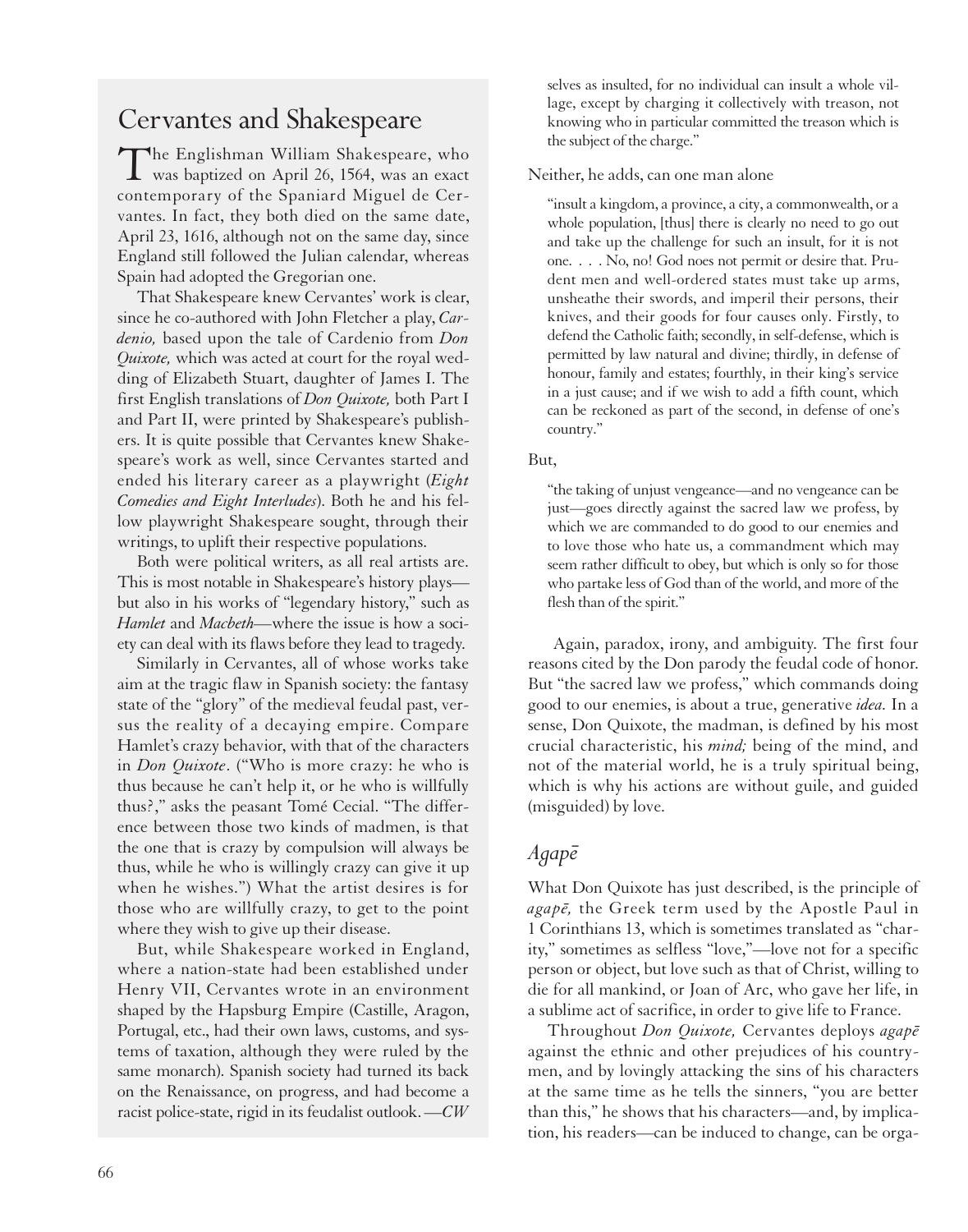## Cervantes and Shakespeare

The Englishman William Shakespeare, who was baptized on April 26, 1564, was an exact contemporary of the Spaniard Miguel de Cervantes. In fact, they both died on the same date, April 23, 1616, although not on the same day, since England still followed the Julian calendar, whereas Spain had adopted the Gregorian one.

That Shakespeare knew Cervantes' work is clear, since he co-authored with John Fletcher a play, *Cardenio,* based upon the tale of Cardenio from *Don Quixote,* which was acted at court for the royal wedding of Elizabeth Stuart, daughter of James I. The first English translations of *Don Quixote,* both Part I and Part II, were printed by Shakespeare's publishers. It is quite possible that Cervantes knew Shakespeare's work as well, since Cervantes started and ended his literary career as a playwright (*Eight Comedies and Eight Interludes*). Both he and his fellow playwright Shakespeare sought, through their writings, to uplift their respective populations.

Both were political writers, as all real artists are. This is most notable in Shakespeare's history plays—but also in his works of "legendary history," such as *Hamlet* and *Macbeth*—where the issue is how a society can deal with its flaws before they lead to tragedy.

Similarly in Cervantes, all of whose works take aim at the tragic flaw in Spanish society: the fantasy state of the "glory" of the medieval feudal past, versus the reality of a decaying empire. Compare Hamlet's crazy behavior, with that of the characters in *Don Quixote*. ("Who is more crazy: he who is thus because he can't help it, or he who is willfully thus?," asks the peasant Tomé Cecial. "The difference between those two kinds of madmen, is that the one that is crazy by compulsion will always be thus, while he who is willingly crazy can give it up when he wishes.") What the artist desires is for those who are willfully crazy, to get to the point where they wish to give up their disease.

But, while Shakespeare worked in England, where a nation-state had been established under Henry VII, Cervantes wrote in an environment shaped by the Hapsburg Empire (Castille, Aragon, Portugal, etc., had their own laws, customs, and systems of taxation, although they were ruled by the same monarch). Spanish society had turned its back on the Renaissance, on progress, and had become a racist police-state, rigid in its feudalist outlook. —*CW*

---

> selves as insulted, for no individual can insult a whole village, except by charging it collectively with treason, not knowing who in particular committed the treason which is the subject of the charge."

Neither, he adds, can one man alone

> "insult a kingdom, a province, a city, a commonwealth, or a whole population, [thus] there is clearly no need to go out and take up the challenge for such an insult, for it is not one. . . . No, no! God noes not permit or desire that. Prudent men and well-ordered states must take up arms, unsheathe their swords, and imperil their persons, their knives, and their goods for four causes only. Firstly, to defend the Catholic faith; secondly, in self-defense, which is permitted by law natural and divine; thirdly, in defense of honour, family and estates; fourthly, in their king's service in a just cause; and if we wish to add a fifth count, which can be reckoned as part of the second, in defense of one's country."

But,

> "the taking of unjust vengeance—and no vengeance can be just—goes directly against the sacred law we profess, by which we are commanded to do good to our enemies and to love those who hate us, a commandment which may seem rather difficult to obey, but which is only so for those who partake less of God than of the world, and more of the flesh than of the spirit."

Again, paradox, irony, and ambiguity. The first four reasons cited by the Don parody the feudal code of honor. But "the sacred law we profess," which commands doing good to our enemies, is about a true, generative *idea.* In a sense, Don Quixote, the madman, is defined by his most crucial characteristic, his *mind;* being of the mind, and not of the material world, he is a truly spiritual being, which is why his actions are without guile, and guided (misguided) by love.

## *Agapē*

What Don Quixote has just described, is the principle of *agapē,* the Greek term used by the Apostle Paul in 1 Corinthians 13, which is sometimes translated as "charity," sometimes as selfless "love,"—love not for a specific person or object, but love such as that of Christ, willing to die for all mankind, or Joan of Arc, who gave her life, in a sublime act of sacrifice, in order to give life to France.

Throughout *Don Quixote,* Cervantes deploys *agapē* against the ethnic and other prejudices of his countrymen, and by lovingly attacking the sins of his characters at the same time as he tells the sinners, "you are better than this," he shows that his characters—and, by implication, his readers—can be induced to change, can be orga-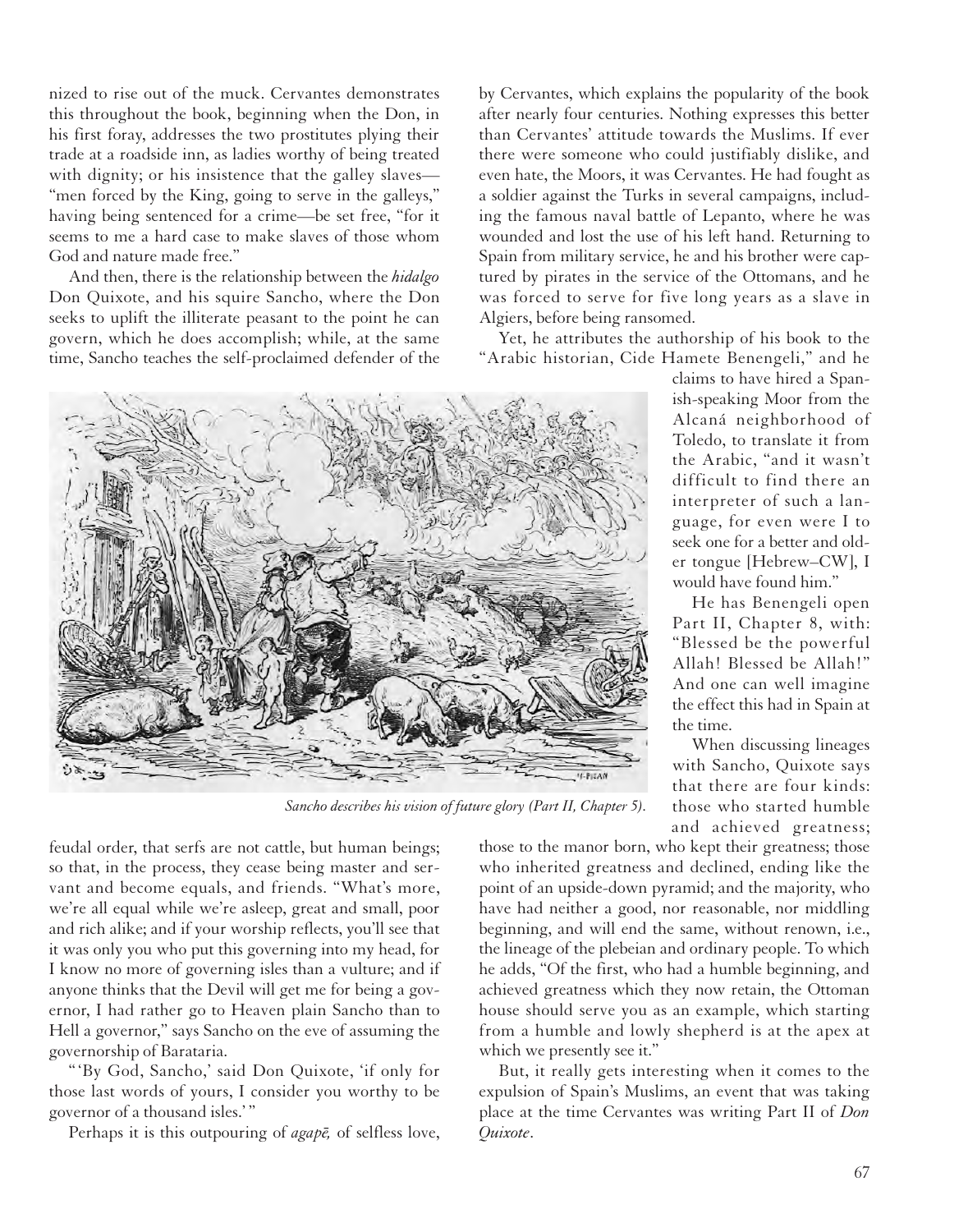nized to rise out of the muck. Cervantes demonstrates this throughout the book, beginning when the Don, in his first foray, addresses the two prostitutes plying their trade at a roadside inn, as ladies worthy of being treated with dignity; or his insistence that the galley slaves—"men forced by the King, going to serve in the galleys," having being sentenced for a crime—be set free, "for it seems to me a hard case to make slaves of those whom God and nature made free."

And then, there is the relationship between the *hidalgo* Don Quixote, and his squire Sancho, where the Don seeks to uplift the illiterate peasant to the point he can govern, which he does accomplish; while, at the same time, Sancho teaches the self-proclaimed defender of the feudal order, that serfs are not cattle, but human beings; so that, in the process, they cease being master and servant and become equals, and friends. "What's more, we're all equal while we're asleep, great and small, poor and rich alike; and if your worship reflects, you'll see that it was only you who put this governing into my head, for I know no more of governing isles than a vulture; and if anyone thinks that the Devil will get me for being a governor, I had rather go to Heaven plain Sancho than to Hell a governor," says Sancho on the eve of assuming the governorship of Barataria.

"'By God, Sancho,' said Don Quixote, 'if only for those last words of yours, I consider you worthy to be governor of a thousand isles.'"

Perhaps it is this outpouring of *agapē,* of selfless love, by Cervantes, which explains the popularity of the book after nearly four centuries. Nothing expresses this better than Cervantes' attitude towards the Muslims. If ever there were someone who could justifiably dislike, and even hate, the Moors, it was Cervantes. He had fought as a soldier against the Turks in several campaigns, including the famous naval battle of Lepanto, where he was wounded and lost the use of his left hand. Returning to Spain from military service, he and his brother were captured by pirates in the service of the Ottomans, and he was forced to serve for five long years as a slave in Algiers, before being ransomed.

Yet, he attributes the authorship of his book to the "Arabic historian, Cide Hamete Benengeli," and he claims to have hired a Spanish-speaking Moor from the Alcaná neighborhood of Toledo, to translate it from the Arabic, "and it wasn't difficult to find there an interpreter of such a language, for even were I to seek one for a better and older tongue [Hebrew–CW], I would have found him."

He has Benengeli open Part II, Chapter 8, with: "Blessed be the powerful Allah! Blessed be Allah!" And one can well imagine the effect this had in Spain at the time.

*Sancho describes his vision of future glory (Part II, Chapter 5).*

When discussing lineages with Sancho, Quixote says that there are four kinds: those who started humble and achieved greatness; those to the manor born, who kept their greatness; those who inherited greatness and declined, ending like the point of an upside-down pyramid; and the majority, who have had neither a good, nor reasonable, nor middling beginning, and will end the same, without renown, i.e., the lineage of the plebeian and ordinary people. To which he adds, "Of the first, who had a humble beginning, and achieved greatness which they now retain, the Ottoman house should serve you as an example, which starting from a humble and lowly shepherd is at the apex at which we presently see it."

But, it really gets interesting when it comes to the expulsion of Spain's Muslims, an event that was taking place at the time Cervantes was writing Part II of *Don Quixote*.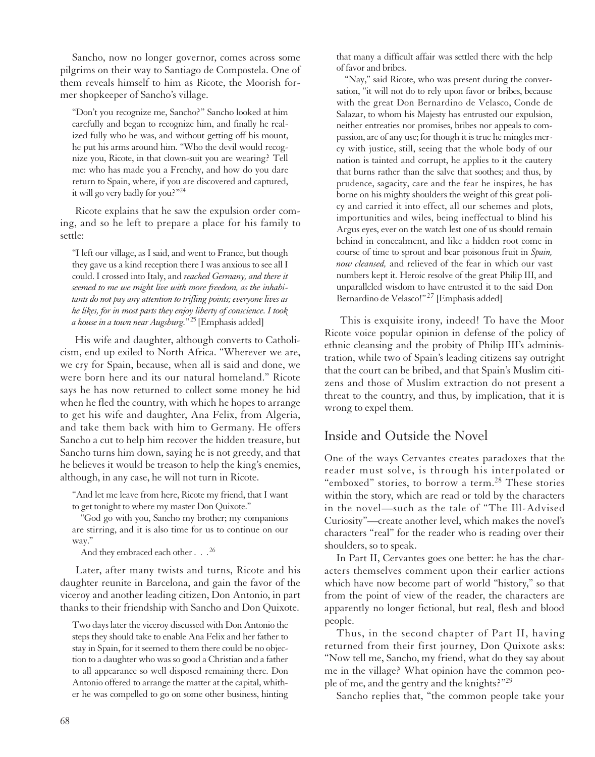Sancho, now no longer governor, comes across some pilgrims on their way to Santiago de Compostela. One of them reveals himself to him as Ricote, the Moorish former shopkeeper of Sancho's village.

> "Don't you recognize me, Sancho?" Sancho looked at him carefully and began to recognize him, and finally he realized fully who he was, and without getting off his mount, he put his arms around him. "Who the devil would recognize you, Ricote, in that clown-suit you are wearing? Tell me: who has made you a Frenchy, and how do you dare return to Spain, where, if you are discovered and captured, it will go very badly for you?"[24]

Ricote explains that he saw the expulsion order coming, and so he left to prepare a place for his family to settle:

> "I left our village, as I said, and went to France, but though they gave us a kind reception there I was anxious to see all I could. I crossed into Italy, and *reached Germany, and there it seemed to me we might live with more freedom, as the inhabitants do not pay any attention to trifling points; everyone lives as he likes, for in most parts they enjoy liberty of conscience. I took a house in a town near Augsburg.*"[25] [Emphasis added]

His wife and daughter, although converts to Catholicism, end up exiled to North Africa. "Wherever we are, we cry for Spain, because, when all is said and done, we were born here and its our natural homeland." Ricote says he has now returned to collect some money he hid when he fled the country, with which he hopes to arrange to get his wife and daughter, Ana Felix, from Algeria, and take them back with him to Germany. He offers Sancho a cut to help him recover the hidden treasure, but Sancho turns him down, saying he is not greedy, and that he believes it would be treason to help the king's enemies, although, in any case, he will not turn in Ricote.

> "And let me leave from here, Ricote my friend, that I want to get tonight to where my master Don Quixote."
>
> "God go with you, Sancho my brother; my companions are stirring, and it is also time for us to continue on our way."
>
> And they embraced each other . . .[26]

Later, after many twists and turns, Ricote and his daughter reunite in Barcelona, and gain the favor of the viceroy and another leading citizen, Don Antonio, in part thanks to their friendship with Sancho and Don Quixote.

> Two days later the viceroy discussed with Don Antonio the steps they should take to enable Ana Felix and her father to stay in Spain, for it seemed to them there could be no objection to a daughter who was so good a Christian and a father to all appearance so well disposed remaining there. Don Antonio offered to arrange the matter at the capital, whither he was compelled to go on some other business, hinting that many a difficult affair was settled there with the help of favor and bribes.
>
> "Nay," said Ricote, who was present during the conversation, "it will not do to rely upon favor or bribes, because with the great Don Bernardino de Velasco, Conde de Salazar, to whom his Majesty has entrusted our expulsion, neither entreaties nor promises, bribes nor appeals to compassion, are of any use; for though it is true he mingles mercy with justice, still, seeing that the whole body of our nation is tainted and corrupt, he applies to it the cautery that burns rather than the salve that soothes; and thus, by prudence, sagacity, care and the fear he inspires, he has borne on his mighty shoulders the weight of this great policy and carried it into effect, all our schemes and plots, importunities and wiles, being ineffectual to blind his Argus eyes, ever on the watch lest one of us should remain behind in concealment, and like a hidden root come in course of time to sprout and bear poisonous fruit in *Spain, now cleansed,* and relieved of the fear in which our vast numbers kept it. Heroic resolve of the great Philip III, and unparalleled wisdom to have entrusted it to the said Don Bernardino de Velasco!"[27] [Emphasis added]

This is exquisite irony, indeed! To have the Moor Ricote voice popular opinion in defense of the policy of ethnic cleansing and the probity of Philip III's administration, while two of Spain's leading citizens say outright that the court can be bribed, and that Spain's Muslim citizens and those of Muslim extraction do not present a threat to the country, and thus, by implication, that it is wrong to expel them.

## Inside and Outside the Novel

One of the ways Cervantes creates paradoxes that the reader must solve, is through his interpolated or "emboxed" stories, to borrow a term.[28] These stories within the story, which are read or told by the characters in the novel—such as the tale of "The Ill-Advised Curiosity"—create another level, which makes the novel's characters "real" for the reader who is reading over their shoulders, so to speak.

In Part II, Cervantes goes one better: he has the characters themselves comment upon their earlier actions which have now become part of world "history," so that from the point of view of the reader, the characters are apparently no longer fictional, but real, flesh and blood people.

Thus, in the second chapter of Part II, having returned from their first journey, Don Quixote asks: "Now tell me, Sancho, my friend, what do they say about me in the village? What opinion have the common people of me, and the gentry and the knights?"[29]

Sancho replies that, "the common people take your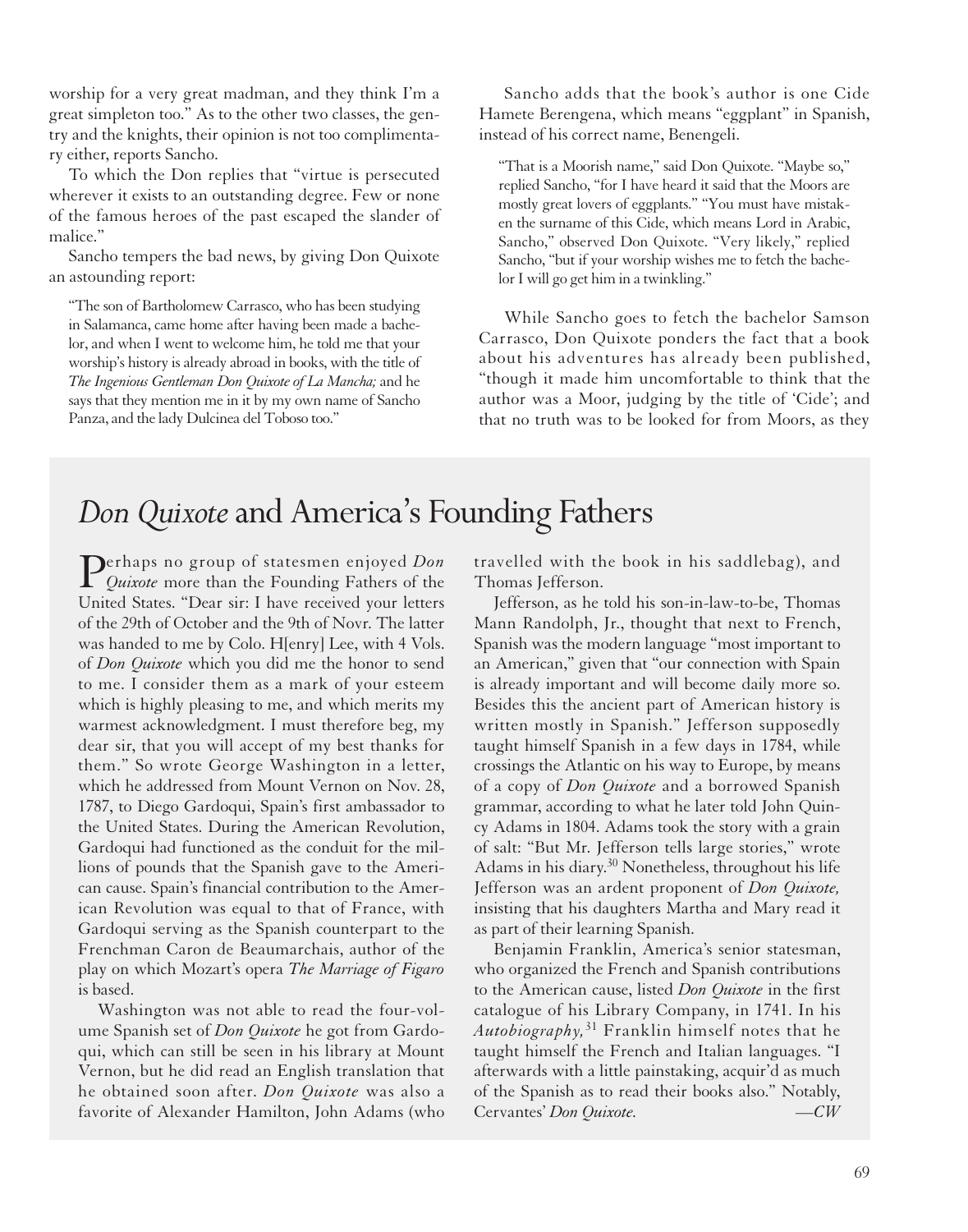worship for a very great madman, and they think I'm a great simpleton too." As to the other two classes, the gentry and the knights, their opinion is not too complimentary either, reports Sancho.

To which the Don replies that "virtue is persecuted wherever it exists to an outstanding degree. Few or none of the famous heroes of the past escaped the slander of malice."

Sancho tempers the bad news, by giving Don Quixote an astounding report:

> "The son of Bartholomew Carrasco, who has been studying in Salamanca, came home after having been made a bachelor, and when I went to welcome him, he told me that your worship's history is already abroad in books, with the title of *The Ingenious Gentleman Don Quixote of La Mancha;* and he says that they mention me in it by my own name of Sancho Panza, and the lady Dulcinea del Toboso too."

Sancho adds that the book's author is one Cide Hamete Berengena, which means "eggplant" in Spanish, instead of his correct name, Benengeli.

> "That is a Moorish name," said Don Quixote. "Maybe so," replied Sancho, "for I have heard it said that the Moors are mostly great lovers of eggplants." "You must have mistaken the surname of this Cide, which means Lord in Arabic, Sancho," observed Don Quixote. "Very likely," replied Sancho, "but if your worship wishes me to fetch the bachelor I will go get him in a twinkling."

While Sancho goes to fetch the bachelor Samson Carrasco, Don Quixote ponders the fact that a book about his adventures has already been published, "though it made him uncomfortable to think that the author was a Moor, judging by the title of 'Cide'; and that no truth was to be looked for from Moors, as they

## *Don Quixote* and America's Founding Fathers

Perhaps no group of statesmen enjoyed *Don Quixote* more than the Founding Fathers of the United States. "Dear sir: I have received your letters of the 29th of October and the 9th of Novr. The latter was handed to me by Colo. H[enry] Lee, with 4 Vols. of *Don Quixote* which you did me the honor to send to me. I consider them as a mark of your esteem which is highly pleasing to me, and which merits my warmest acknowledgment. I must therefore beg, my dear sir, that you will accept of my best thanks for them." So wrote George Washington in a letter, which he addressed from Mount Vernon on Nov. 28, 1787, to Diego Gardoqui, Spain's first ambassador to the United States. During the American Revolution, Gardoqui had functioned as the conduit for the millions of pounds that the Spanish gave to the American cause. Spain's financial contribution to the American Revolution was equal to that of France, with Gardoqui serving as the Spanish counterpart to the Frenchman Caron de Beaumarchais, author of the play on which Mozart's opera *The Marriage of Figaro* is based.

Washington was not able to read the four-volume Spanish set of *Don Quixote* he got from Gardoqui, which can still be seen in his library at Mount Vernon, but he did read an English translation that he obtained soon after. *Don Quixote* was also a favorite of Alexander Hamilton, John Adams (who travelled with the book in his saddlebag), and Thomas Jefferson.

Jefferson, as he told his son-in-law-to-be, Thomas Mann Randolph, Jr., thought that next to French, Spanish was the modern language "most important to an American," given that "our connection with Spain is already important and will become daily more so. Besides this the ancient part of American history is written mostly in Spanish." Jefferson supposedly taught himself Spanish in a few days in 1784, while crossings the Atlantic on his way to Europe, by means of a copy of *Don Quixote* and a borrowed Spanish grammar, according to what he later told John Quincy Adams in 1804. Adams took the story with a grain of salt: "But Mr. Jefferson tells large stories," wrote Adams in his diary.[30] Nonetheless, throughout his life Jefferson was an ardent proponent of *Don Quixote,* insisting that his daughters Martha and Mary read it as part of their learning Spanish.

Benjamin Franklin, America's senior statesman, who organized the French and Spanish contributions to the American cause, listed *Don Quixote* in the first catalogue of his Library Company, in 1741. In his *Autobiography,*[31] Franklin himself notes that he taught himself the French and Italian languages. "I afterwards with a little painstaking, acquir'd as much of the Spanish as to read their books also." Notably, Cervantes' *Don Quixote.* —*CW*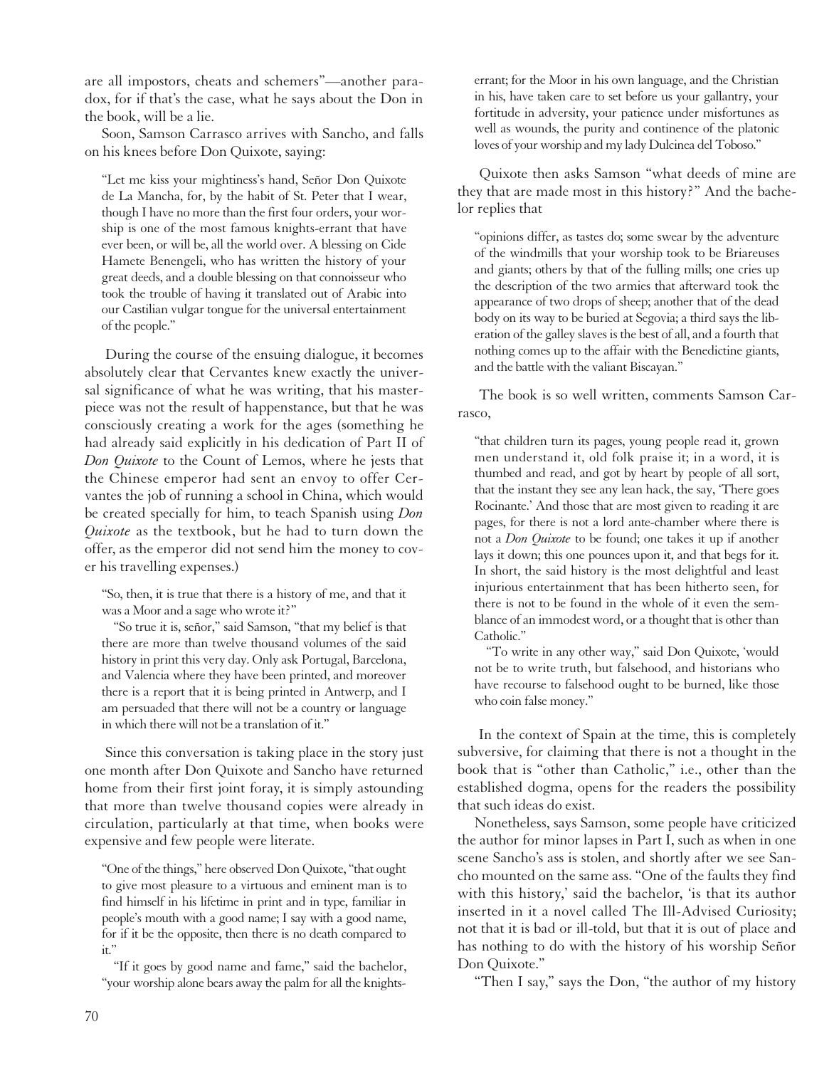are all impostors, cheats and schemers"—another paradox, for if that's the case, what he says about the Don in the book, will be a lie.

Soon, Samson Carrasco arrives with Sancho, and falls on his knees before Don Quixote, saying:

> "Let me kiss your mightiness's hand, Señor Don Quixote de La Mancha, for, by the habit of St. Peter that I wear, though I have no more than the first four orders, your worship is one of the most famous knights-errant that have ever been, or will be, all the world over. A blessing on Cide Hamete Benengeli, who has written the history of your great deeds, and a double blessing on that connoisseur who took the trouble of having it translated out of Arabic into our Castilian vulgar tongue for the universal entertainment of the people."

During the course of the ensuing dialogue, it becomes absolutely clear that Cervantes knew exactly the universal significance of what he was writing, that his masterpiece was not the result of happenstance, but that he was consciously creating a work for the ages (something he had already said explicitly in his dedication of Part II of *Don Quixote* to the Count of Lemos, where he jests that the Chinese emperor had sent an envoy to offer Cervantes the job of running a school in China, which would be created specially for him, to teach Spanish using *Don Quixote* as the textbook, but he had to turn down the offer, as the emperor did not send him the money to cover his travelling expenses.)

> "So, then, it is true that there is a history of me, and that it was a Moor and a sage who wrote it?"
>
> "So true it is, señor," said Samson, "that my belief is that there are more than twelve thousand volumes of the said history in print this very day. Only ask Portugal, Barcelona, and Valencia where they have been printed, and moreover there is a report that it is being printed in Antwerp, and I am persuaded that there will not be a country or language in which there will not be a translation of it."

Since this conversation is taking place in the story just one month after Don Quixote and Sancho have returned home from their first joint foray, it is simply astounding that more than twelve thousand copies were already in circulation, particularly at that time, when books were expensive and few people were literate.

> "One of the things," here observed Don Quixote, "that ought to give most pleasure to a virtuous and eminent man is to find himself in his lifetime in print and in type, familiar in people's mouth with a good name; I say with a good name, for if it be the opposite, then there is no death compared to it."
>
> "If it goes by good name and fame," said the bachelor, "your worship alone bears away the palm for all the knights-errant; for the Moor in his own language, and the Christian in his, have taken care to set before us your gallantry, your fortitude in adversity, your patience under misfortunes as well as wounds, the purity and continence of the platonic loves of your worship and my lady Dulcinea del Toboso."

Quixote then asks Samson "what deeds of mine are they that are made most in this history?" And the bachelor replies that

> "opinions differ, as tastes do; some swear by the adventure of the windmills that your worship took to be Briareuses and giants; others by that of the fulling mills; one cries up the description of the two armies that afterward took the appearance of two drops of sheep; another that of the dead body on its way to be buried at Segovia; a third says the liberation of the galley slaves is the best of all, and a fourth that nothing comes up to the affair with the Benedictine giants, and the battle with the valiant Biscayan."

The book is so well written, comments Samson Carrasco,

> "that children turn its pages, young people read it, grown men understand it, old folk praise it; in a word, it is thumbed and read, and got by heart by people of all sort, that the instant they see any lean hack, the say, 'There goes Rocinante.' And those that are most given to reading it are pages, for there is not a lord ante-chamber where there is not a *Don Quixote* to be found; one takes it up if another lays it down; this one pounces upon it, and that begs for it. In short, the said history is the most delightful and least injurious entertainment that has been hitherto seen, for there is not to be found in the whole of it even the semblance of an immodest word, or a thought that is other than Catholic."
>
> "To write in any other way," said Don Quixote, 'would not be to write truth, but falsehood, and historians who have recourse to falsehood ought to be burned, like those who coin false money."

In the context of Spain at the time, this is completely subversive, for claiming that there is not a thought in the book that is "other than Catholic," i.e., other than the established dogma, opens for the readers the possibility that such ideas do exist.

Nonetheless, says Samson, some people have criticized the author for minor lapses in Part I, such as when in one scene Sancho's ass is stolen, and shortly after we see Sancho mounted on the same ass. "One of the faults they find with this history,' said the bachelor, 'is that its author inserted in it a novel called The Ill-Advised Curiosity; not that it is bad or ill-told, but that it is out of place and has nothing to do with the history of his worship Señor Don Quixote."

"Then I say," says the Don, "the author of my history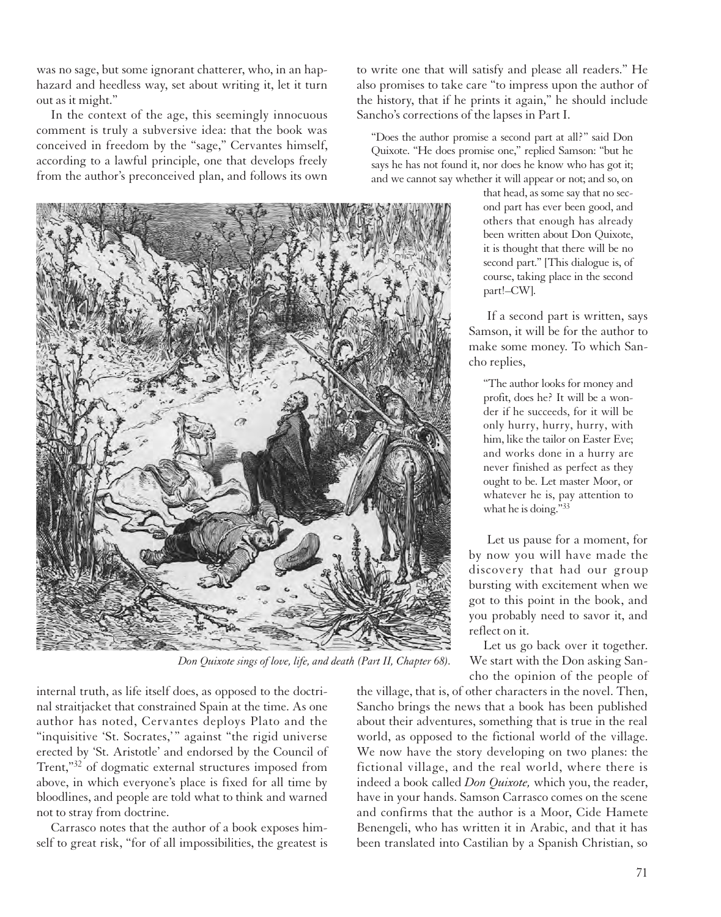was no sage, but some ignorant chatterer, who, in an haphazard and heedless way, set about writing it, let it turn out as it might."

In the context of the age, this seemingly innocuous comment is truly a subversive idea: that the book was conceived in freedom by the "sage," Cervantes himself, according to a lawful principle, one that develops freely from the author's preconceived plan, and follows its own internal truth, as life itself does, as opposed to the doctrinal straitjacket that constrained Spain at the time. As one author has noted, Cervantes deploys Plato and the "inquisitive 'St. Socrates,'" against "the rigid universe erected by 'St. Aristotle' and endorsed by the Council of Trent,"[32] of dogmatic external structures imposed from above, in which everyone's place is fixed for all time by bloodlines, and people are told what to think and warned not to stray from doctrine.

Carrasco notes that the author of a book exposes himself to great risk, "for of all impossibilities, the greatest is to write one that will satisfy and please all readers." He also promises to take care "to impress upon the author of the history, that if he prints it again," he should include Sancho's corrections of the lapses in Part I.

> "Does the author promise a second part at all?" said Don Quixote. "He does promise one," replied Samson: "but he says he has not found it, nor does he know who has got it; and we cannot say whether it will appear or not; and so, on that head, as some say that no second part has ever been good, and others that enough has already been written about Don Quixote, it is thought that there will be no second part." [This dialogue is, of course, taking place in the second part!—CW].

If a second part is written, says Samson, it will be for the author to make some money. To which Sancho replies,

> "The author looks for money and profit, does he? It will be a wonder if he succeeds, for it will be only hurry, hurry, hurry, with him, like the tailor on Easter Eve; and works done in a hurry are never finished as perfect as they ought to be. Let master Moor, or whatever he is, pay attention to what he is doing."[33]

*Don Quixote sings of love, life, and death (Part II, Chapter 68).*

Let us pause for a moment, for by now you will have made the discovery that had our group bursting with excitement when we got to this point in the book, and you probably need to savor it, and reflect on it.

Let us go back over it together. We start with the Don asking Sancho the opinion of the people of the village, that is, of other characters in the novel. Then, Sancho brings the news that a book has been published about their adventures, something that is true in the real world, as opposed to the fictional world of the village. We now have the story developing on two planes: the fictional village, and the real world, where there is indeed a book called *Don Quixote,* which you, the reader, have in your hands. Samson Carrasco comes on the scene and confirms that the author is a Moor, Cide Hamete Benengeli, who has written it in Arabic, and that it has been translated into Castilian by a Spanish Christian, so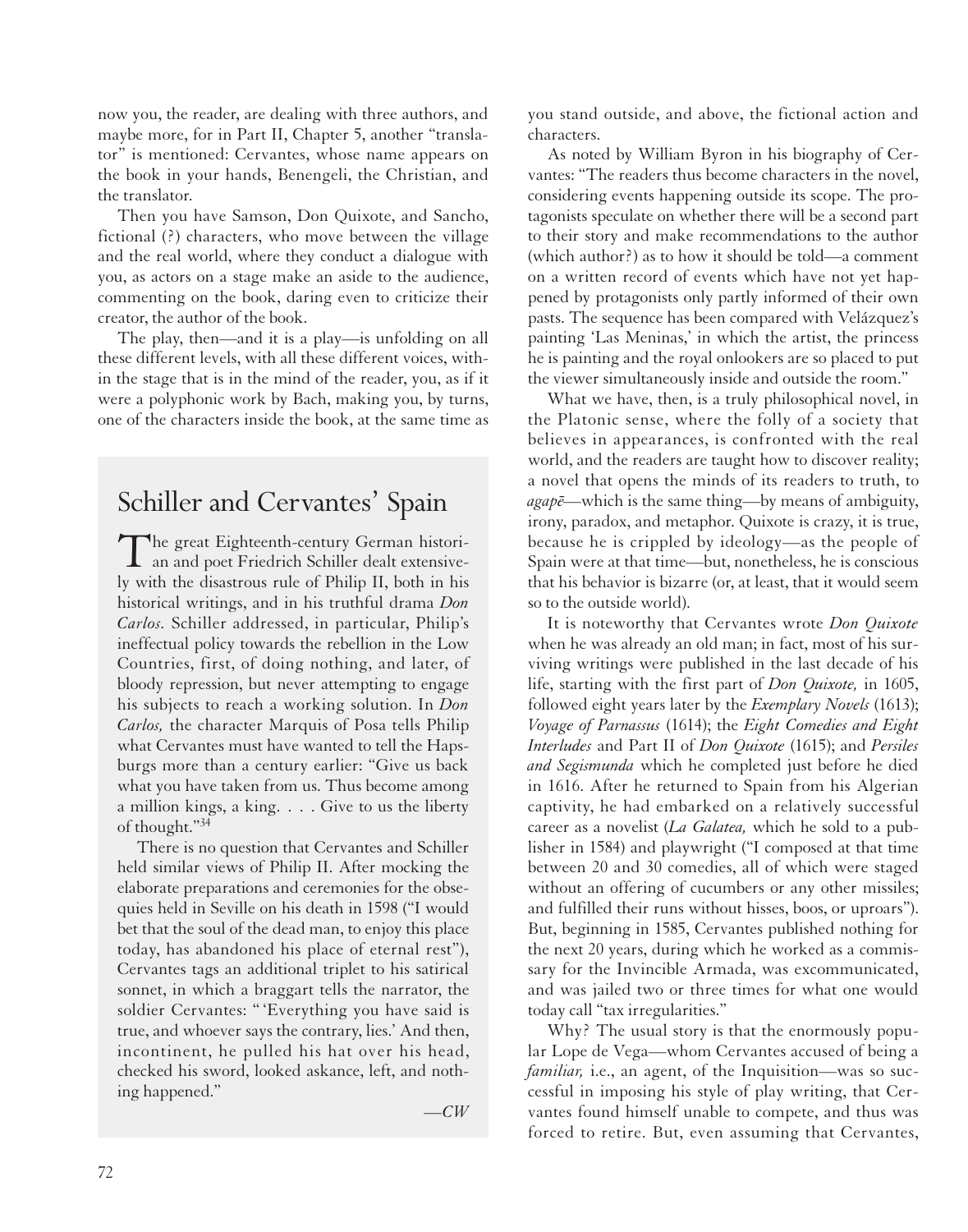now you, the reader, are dealing with three authors, and maybe more, for in Part II, Chapter 5, another "translator" is mentioned: Cervantes, whose name appears on the book in your hands, Benengeli, the Christian, and the translator.

Then you have Samson, Don Quixote, and Sancho, fictional (?) characters, who move between the village and the real world, where they conduct a dialogue with you, as actors on a stage make an aside to the audience, commenting on the book, daring even to criticize their creator, the author of the book.

The play, then—and it is a play—is unfolding on all these different levels, with all these different voices, within the stage that is in the mind of the reader, you, as if it were a polyphonic work by Bach, making you, by turns, one of the characters inside the book, at the same time as you stand outside, and above, the fictional action and characters.

As noted by William Byron in his biography of Cervantes: "The readers thus become characters in the novel, considering events happening outside its scope. The protagonists speculate on whether there will be a second part to their story and make recommendations to the author (which author?) as to how it should be told—a comment on a written record of events which have not yet happened by protagonists only partly informed of their own pasts. The sequence has been compared with Velázquez's painting 'Las Meninas,' in which the artist, the princess he is painting and the royal onlookers are so placed to put the viewer simultaneously inside and outside the room."

What we have, then, is a truly philosophical novel, in the Platonic sense, where the folly of a society that believes in appearances, is confronted with the real world, and the readers are taught how to discover reality; a novel that opens the minds of its readers to truth, to *agapē*—which is the same thing—by means of ambiguity, irony, paradox, and metaphor. Quixote is crazy, it is true, because he is crippled by ideology—as the people of Spain were at that time—but, nonetheless, he is conscious that his behavior is bizarre (or, at least, that it would seem so to the outside world).

It is noteworthy that Cervantes wrote *Don Quixote* when he was already an old man; in fact, most of his surviving writings were published in the last decade of his life, starting with the first part of *Don Quixote,* in 1605, followed eight years later by the *Exemplary Novels* (1613); *Voyage of Parnassus* (1614); the *Eight Comedies and Eight Interludes* and Part II of *Don Quixote* (1615); and *Persiles and Segismunda* which he completed just before he died in 1616. After he returned to Spain from his Algerian captivity, he had embarked on a relatively successful career as a novelist (*La Galatea,* which he sold to a publisher in 1584) and playwright ("I composed at that time between 20 and 30 comedies, all of which were staged without an offering of cucumbers or any other missiles; and fulfilled their runs without hisses, boos, or uproars"). But, beginning in 1585, Cervantes published nothing for the next 20 years, during which he worked as a commissary for the Invincible Armada, was excommunicated, and was jailed two or three times for what one would today call "tax irregularities."

Why? The usual story is that the enormously popular Lope de Vega—whom Cervantes accused of being a *familiar,* i.e., an agent, of the Inquisition—was so successful in imposing his style of play writing, that Cervantes found himself unable to compete, and thus was forced to retire. But, even assuming that Cervantes,

## Schiller and Cervantes' Spain

The great Eighteenth-century German historian and poet Friedrich Schiller dealt extensively with the disastrous rule of Philip II, both in his historical writings, and in his truthful drama *Don Carlos.* Schiller addressed, in particular, Philip's ineffectual policy towards the rebellion in the Low Countries, first, of doing nothing, and later, of bloody repression, but never attempting to engage his subjects to reach a working solution. In *Don Carlos,* the character Marquis of Posa tells Philip what Cervantes must have wanted to tell the Hapsburgs more than a century earlier: "Give us back what you have taken from us. Thus become among a million kings, a king. . . . Give to us the liberty of thought."[34]

There is no question that Cervantes and Schiller held similar views of Philip II. After mocking the elaborate preparations and ceremonies for the obsequies held in Seville on his death in 1598 ("I would bet that the soul of the dead man, to enjoy this place today, has abandoned his place of eternal rest"), Cervantes tags an additional triplet to his satirical sonnet, in which a braggart tells the narrator, the soldier Cervantes: " 'Everything you have said is true, and whoever says the contrary, lies.' And then, incontinent, he pulled his hat over his head, checked his sword, looked askance, left, and nothing happened."

—*CW*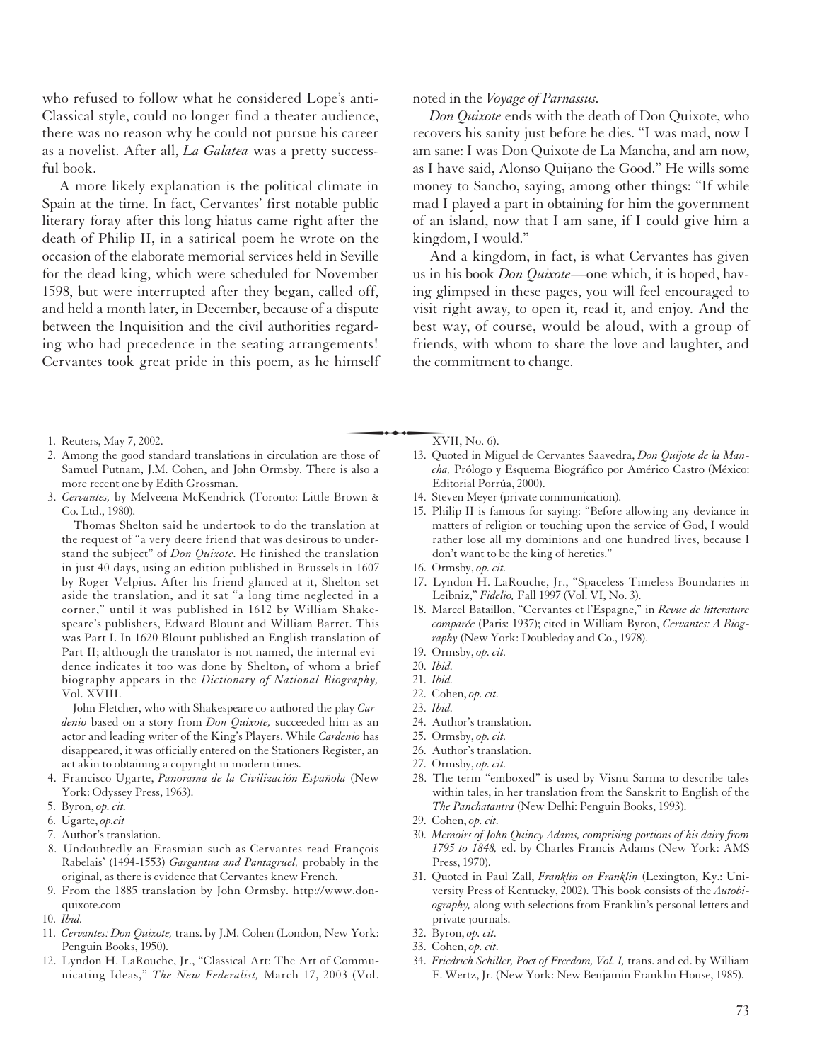who refused to follow what he considered Lope's anti-Classical style, could no longer find a theater audience, there was no reason why he could not pursue his career as a novelist. After all, *La Galatea* was a pretty successful book.

A more likely explanation is the political climate in Spain at the time. In fact, Cervantes' first notable public literary foray after this long hiatus came right after the death of Philip II, in a satirical poem he wrote on the occasion of the elaborate memorial services held in Seville for the dead king, which were scheduled for November 1598, but were interrupted after they began, called off, and held a month later, in December, because of a dispute between the Inquisition and the civil authorities regarding who had precedence in the seating arrangements! Cervantes took great pride in this poem, as he himself noted in the *Voyage of Parnassus*.

*Don Quixote* ends with the death of Don Quixote, who recovers his sanity just before he dies. "I was mad, now I am sane: I was Don Quixote de La Mancha, and am now, as I have said, Alonso Quijano the Good." He wills some money to Sancho, saying, among other things: "If while mad I played a part in obtaining for him the government of an island, now that I am sane, if I could give him a kingdom, I would."

And a kingdom, in fact, is what Cervantes has given us in his book *Don Quixote*—one which, it is hoped, having glimpsed in these pages, you will feel encouraged to visit right away, to open it, read it, and enjoy. And the best way, of course, would be aloud, with a group of friends, with whom to share the love and laughter, and the commitment to change.

---

1. Reuters, May 7, 2002.
2. Among the good standard translations in circulation are those of Samuel Putnam, J.M. Cohen, and John Ormsby. There is also a more recent one by Edith Grossman.
3. *Cervantes,* by Melveena McKendrick (Toronto: Little Brown & Co. Ltd., 1980).

   Thomas Shelton said he undertook to do the translation at the request of "a very deere friend that was desirous to understand the subject" of *Don Quixote*. He finished the translation in just 40 days, using an edition published in Brussels in 1607 by Roger Velpius. After his friend glanced at it, Shelton set aside the translation, and it sat "a long time neglected in a corner," until it was published in 1612 by William Shakespeare's publishers, Edward Blount and William Barret. This was Part I. In 1620 Blount published an English translation of Part II; although the translator is not named, the internal evidence indicates it too was done by Shelton, of whom a brief biography appears in the *Dictionary of National Biography,* Vol. XVIII.

   John Fletcher, who with Shakespeare co-authored the play *Cardenio* based on a story from *Don Quixote,* succeeded him as an actor and leading writer of the King's Players. While *Cardenio* has disappeared, it was officially entered on the Stationers Register, an act akin to obtaining a copyright in modern times.
4. Francisco Ugarte, *Panorama de la Civilización Española* (New York: Odyssey Press, 1963).
5. Byron, *op. cit.*
6. Ugarte, *op.cit*
7. Author's translation.
8. Undoubtedly an Erasmian such as Cervantes read François Rabelais' (1494-1553) *Gargantua and Pantagruel,* probably in the original, as there is evidence that Cervantes knew French.
9. From the 1885 translation by John Ormsby. http://www.donquixote.com
10. *Ibid.*
11. *Cervantes: Don Quixote,* trans. by J.M. Cohen (London, New York: Penguin Books, 1950).
12. Lyndon H. LaRouche, Jr., "Classical Art: The Art of Communicating Ideas," *The New Federalist,* March 17, 2003 (Vol. XVII, No. 6).
13. Quoted in Miguel de Cervantes Saavedra, *Don Quijote de la Mancha,* Prólogo y Esquema Biográfico por Américo Castro (México: Editorial Porrúa, 2000).
14. Steven Meyer (private communication).
15. Philip II is famous for saying: "Before allowing any deviance in matters of religion or touching upon the service of God, I would rather lose all my dominions and one hundred lives, because I don't want to be the king of heretics."
16. Ormsby, *op. cit.*
17. Lyndon H. LaRouche, Jr., "Spaceless-Timeless Boundaries in Leibniz," *Fidelio,* Fall 1997 (Vol. VI, No. 3).
18. Marcel Bataillon, "Cervantes et l'Espagne," in *Revue de litterature comparée* (Paris: 1937); cited in William Byron, *Cervantes: A Biography* (New York: Doubleday and Co., 1978).
19. Ormsby, *op. cit.*
20. *Ibid.*
21. *Ibid.*
22. Cohen, *op. cit.*
23. *Ibid.*
24. Author's translation.
25. Ormsby, *op. cit.*
26. Author's translation.
27. Ormsby, *op. cit.*
28. The term "emboxed" is used by Visnu Sarma to describe tales within tales, in her translation from the Sanskrit to English of the *The Panchatantra* (New Delhi: Penguin Books, 1993).
29. Cohen, *op. cit.*
30. *Memoirs of John Quincy Adams, comprising portions of his dairy from 1795 to 1848,* ed. by Charles Francis Adams (New York: AMS Press, 1970).
31. Quoted in Paul Zall, *Franklin on Franklin* (Lexington, Ky.: University Press of Kentucky, 2002). This book consists of the *Autobiography,* along with selections from Franklin's personal letters and private journals.
32. Byron, *op. cit.*
33. Cohen, *op. cit.*
34. *Friedrich Schiller, Poet of Freedom, Vol. I,* trans. and ed. by William F. Wertz, Jr. (New York: New Benjamin Franklin House, 1985).